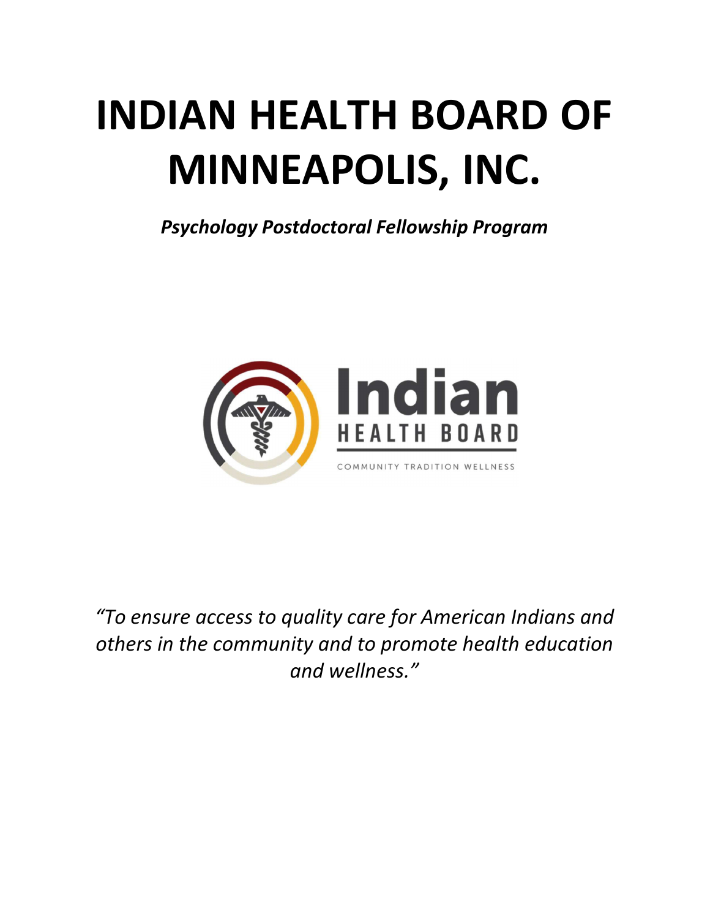# INDIAN HEALTH BOARD OF MINNEAPOLIS, INC.

***Psychology Postdoctoral Fellowship Program***

Indian HEALTH BOARD

COMMUNITY TRADITION WELLNESS

*"To ensure access to quality care for American Indians and others in the community and to promote health education and wellness."*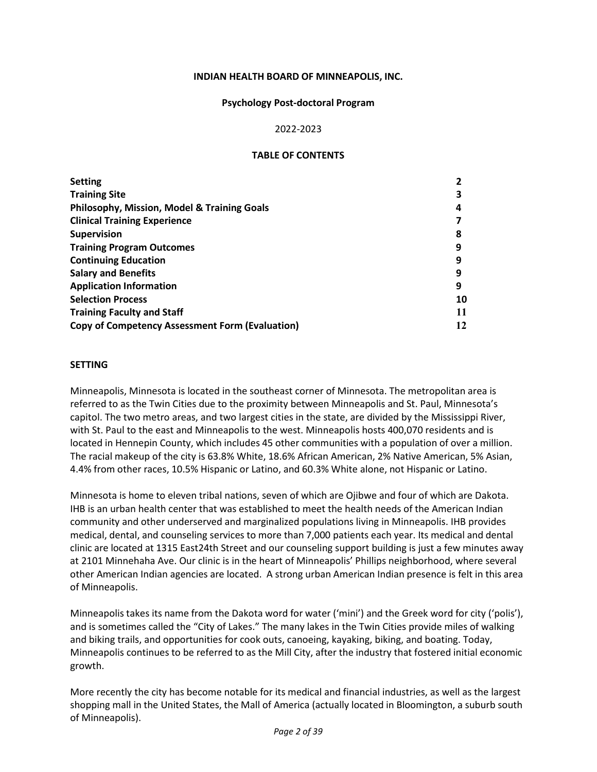**INDIAN HEALTH BOARD OF MINNEAPOLIS, INC.**

**Psychology Post-doctoral Program**

2022-2023

**TABLE OF CONTENTS**

| | |
|---|---|
| **Setting** | **2** |
| **Training Site** | **3** |
| **Philosophy, Mission, Model & Training Goals** | **4** |
| **Clinical Training Experience** | **7** |
| **Supervision** | **8** |
| **Training Program Outcomes** | **9** |
| **Continuing Education** | **9** |
| **Salary and Benefits** | **9** |
| **Application Information** | **9** |
| **Selection Process** | **10** |
| **Training Faculty and Staff** | **11** |
| **Copy of Competency Assessment Form (Evaluation)** | **12** |

## SETTING

Minneapolis, Minnesota is located in the southeast corner of Minnesota. The metropolitan area is referred to as the Twin Cities due to the proximity between Minneapolis and St. Paul, Minnesota's capitol. The two metro areas, and two largest cities in the state, are divided by the Mississippi River, with St. Paul to the east and Minneapolis to the west. Minneapolis hosts 400,070 residents and is located in Hennepin County, which includes 45 other communities with a population of over a million. The racial makeup of the city is 63.8% White, 18.6% African American, 2% Native American, 5% Asian, 4.4% from other races, 10.5% Hispanic or Latino, and 60.3% White alone, not Hispanic or Latino.

Minnesota is home to eleven tribal nations, seven of which are Ojibwe and four of which are Dakota. IHB is an urban health center that was established to meet the health needs of the American Indian community and other underserved and marginalized populations living in Minneapolis. IHB provides medical, dental, and counseling services to more than 7,000 patients each year. Its medical and dental clinic are located at 1315 East24th Street and our counseling support building is just a few minutes away at 2101 Minnehaha Ave. Our clinic is in the heart of Minneapolis' Phillips neighborhood, where several other American Indian agencies are located. A strong urban American Indian presence is felt in this area of Minneapolis.

Minneapolis takes its name from the Dakota word for water ('mini') and the Greek word for city ('polis'), and is sometimes called the "City of Lakes." The many lakes in the Twin Cities provide miles of walking and biking trails, and opportunities for cook outs, canoeing, kayaking, biking, and boating. Today, Minneapolis continues to be referred to as the Mill City, after the industry that fostered initial economic growth.

More recently the city has become notable for its medical and financial industries, as well as the largest shopping mall in the United States, the Mall of America (actually located in Bloomington, a suburb south of Minneapolis).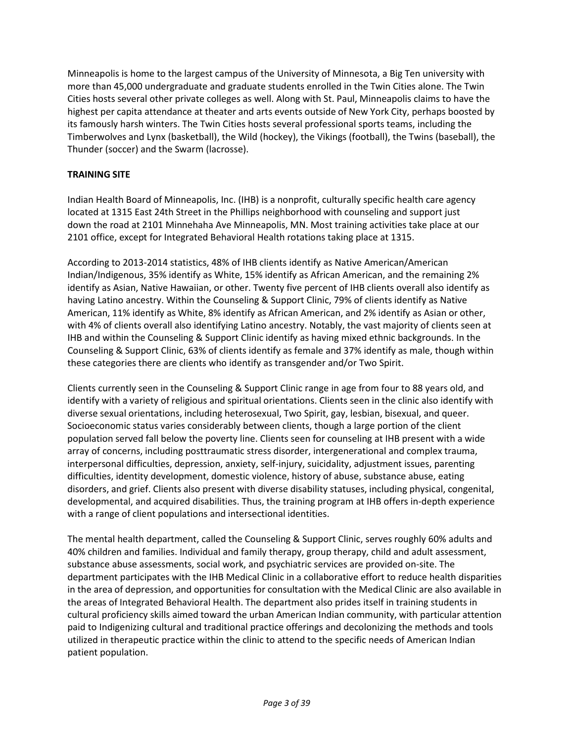Minneapolis is home to the largest campus of the University of Minnesota, a Big Ten university with more than 45,000 undergraduate and graduate students enrolled in the Twin Cities alone. The Twin Cities hosts several other private colleges as well. Along with St. Paul, Minneapolis claims to have the highest per capita attendance at theater and arts events outside of New York City, perhaps boosted by its famously harsh winters. The Twin Cities hosts several professional sports teams, including the Timberwolves and Lynx (basketball), the Wild (hockey), the Vikings (football), the Twins (baseball), the Thunder (soccer) and the Swarm (lacrosse).

**TRAINING SITE**

Indian Health Board of Minneapolis, Inc. (IHB) is a nonprofit, culturally specific health care agency located at 1315 East 24th Street in the Phillips neighborhood with counseling and support just down the road at 2101 Minnehaha Ave Minneapolis, MN. Most training activities take place at our 2101 office, except for Integrated Behavioral Health rotations taking place at 1315.

According to 2013-2014 statistics, 48% of IHB clients identify as Native American/American Indian/Indigenous, 35% identify as White, 15% identify as African American, and the remaining 2% identify as Asian, Native Hawaiian, or other. Twenty five percent of IHB clients overall also identify as having Latino ancestry. Within the Counseling & Support Clinic, 79% of clients identify as Native American, 11% identify as White, 8% identify as African American, and 2% identify as Asian or other, with 4% of clients overall also identifying Latino ancestry. Notably, the vast majority of clients seen at IHB and within the Counseling & Support Clinic identify as having mixed ethnic backgrounds. In the Counseling & Support Clinic, 63% of clients identify as female and 37% identify as male, though within these categories there are clients who identify as transgender and/or Two Spirit.

Clients currently seen in the Counseling & Support Clinic range in age from four to 88 years old, and identify with a variety of religious and spiritual orientations. Clients seen in the clinic also identify with diverse sexual orientations, including heterosexual, Two Spirit, gay, lesbian, bisexual, and queer. Socioeconomic status varies considerably between clients, though a large portion of the client population served fall below the poverty line. Clients seen for counseling at IHB present with a wide array of concerns, including posttraumatic stress disorder, intergenerational and complex trauma, interpersonal difficulties, depression, anxiety, self-injury, suicidality, adjustment issues, parenting difficulties, identity development, domestic violence, history of abuse, substance abuse, eating disorders, and grief. Clients also present with diverse disability statuses, including physical, congenital, developmental, and acquired disabilities. Thus, the training program at IHB offers in-depth experience with a range of client populations and intersectional identities.

The mental health department, called the Counseling & Support Clinic, serves roughly 60% adults and 40% children and families. Individual and family therapy, group therapy, child and adult assessment, substance abuse assessments, social work, and psychiatric services are provided on-site. The department participates with the IHB Medical Clinic in a collaborative effort to reduce health disparities in the area of depression, and opportunities for consultation with the Medical Clinic are also available in the areas of Integrated Behavioral Health. The department also prides itself in training students in cultural proficiency skills aimed toward the urban American Indian community, with particular attention paid to Indigenizing cultural and traditional practice offerings and decolonizing the methods and tools utilized in therapeutic practice within the clinic to attend to the specific needs of American Indian patient population.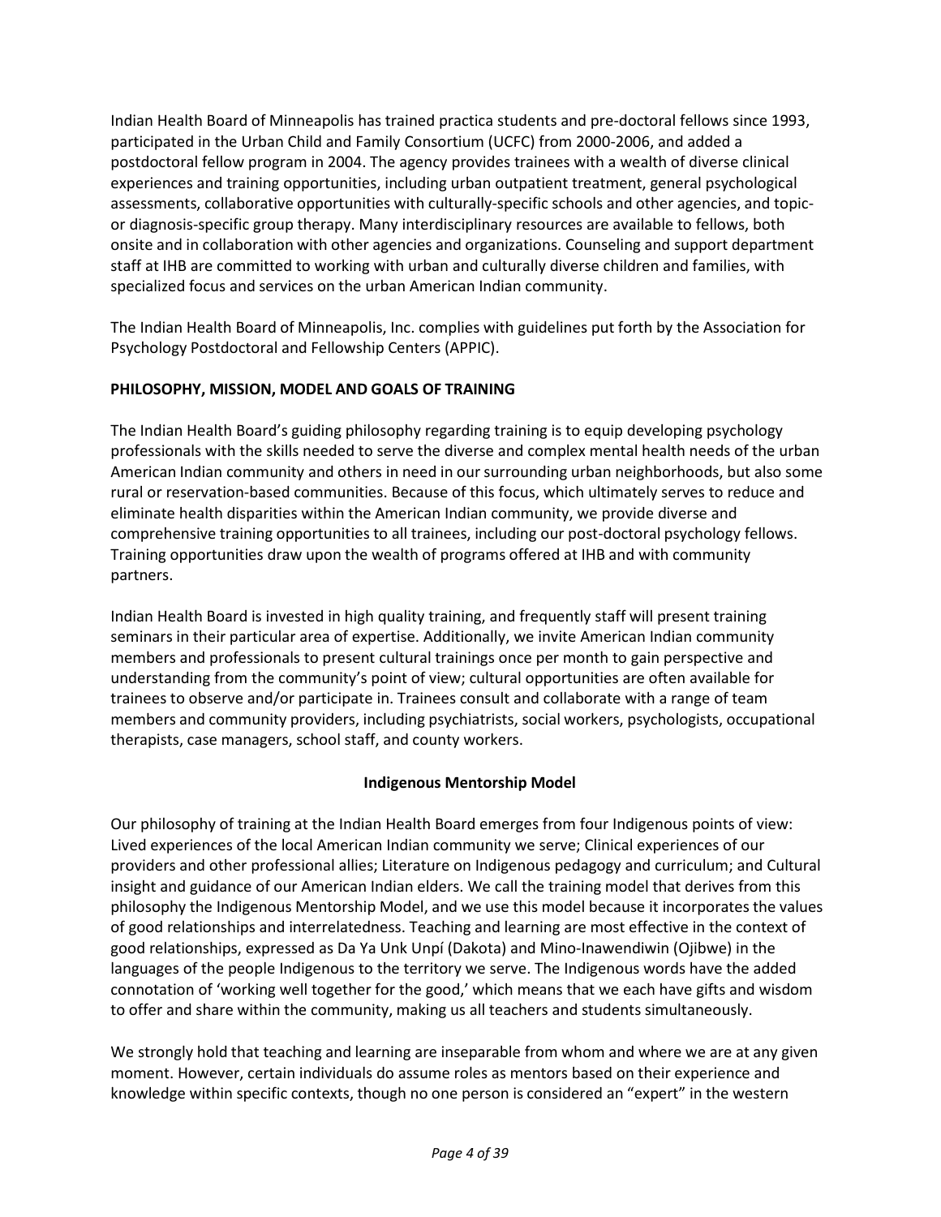Indian Health Board of Minneapolis has trained practica students and pre-doctoral fellows since 1993, participated in the Urban Child and Family Consortium (UCFC) from 2000-2006, and added a postdoctoral fellow program in 2004. The agency provides trainees with a wealth of diverse clinical experiences and training opportunities, including urban outpatient treatment, general psychological assessments, collaborative opportunities with culturally-specific schools and other agencies, and topic- or diagnosis-specific group therapy. Many interdisciplinary resources are available to fellows, both onsite and in collaboration with other agencies and organizations. Counseling and support department staff at IHB are committed to working with urban and culturally diverse children and families, with specialized focus and services on the urban American Indian community.

The Indian Health Board of Minneapolis, Inc. complies with guidelines put forth by the Association for Psychology Postdoctoral and Fellowship Centers (APPIC).

## PHILOSOPHY, MISSION, MODEL AND GOALS OF TRAINING

The Indian Health Board's guiding philosophy regarding training is to equip developing psychology professionals with the skills needed to serve the diverse and complex mental health needs of the urban American Indian community and others in need in our surrounding urban neighborhoods, but also some rural or reservation-based communities. Because of this focus, which ultimately serves to reduce and eliminate health disparities within the American Indian community, we provide diverse and comprehensive training opportunities to all trainees, including our post-doctoral psychology fellows. Training opportunities draw upon the wealth of programs offered at IHB and with community partners.

Indian Health Board is invested in high quality training, and frequently staff will present training seminars in their particular area of expertise. Additionally, we invite American Indian community members and professionals to present cultural trainings once per month to gain perspective and understanding from the community's point of view; cultural opportunities are often available for trainees to observe and/or participate in. Trainees consult and collaborate with a range of team members and community providers, including psychiatrists, social workers, psychologists, occupational therapists, case managers, school staff, and county workers.

### Indigenous Mentorship Model

Our philosophy of training at the Indian Health Board emerges from four Indigenous points of view: Lived experiences of the local American Indian community we serve; Clinical experiences of our providers and other professional allies; Literature on Indigenous pedagogy and curriculum; and Cultural insight and guidance of our American Indian elders. We call the training model that derives from this philosophy the Indigenous Mentorship Model, and we use this model because it incorporates the values of good relationships and interrelatedness. Teaching and learning are most effective in the context of good relationships, expressed as Da Ya Unk Unpí (Dakota) and Mino-Inawendiwin (Ojibwe) in the languages of the people Indigenous to the territory we serve. The Indigenous words have the added connotation of 'working well together for the good,' which means that we each have gifts and wisdom to offer and share within the community, making us all teachers and students simultaneously.

We strongly hold that teaching and learning are inseparable from whom and where we are at any given moment. However, certain individuals do assume roles as mentors based on their experience and knowledge within specific contexts, though no one person is considered an "expert" in the western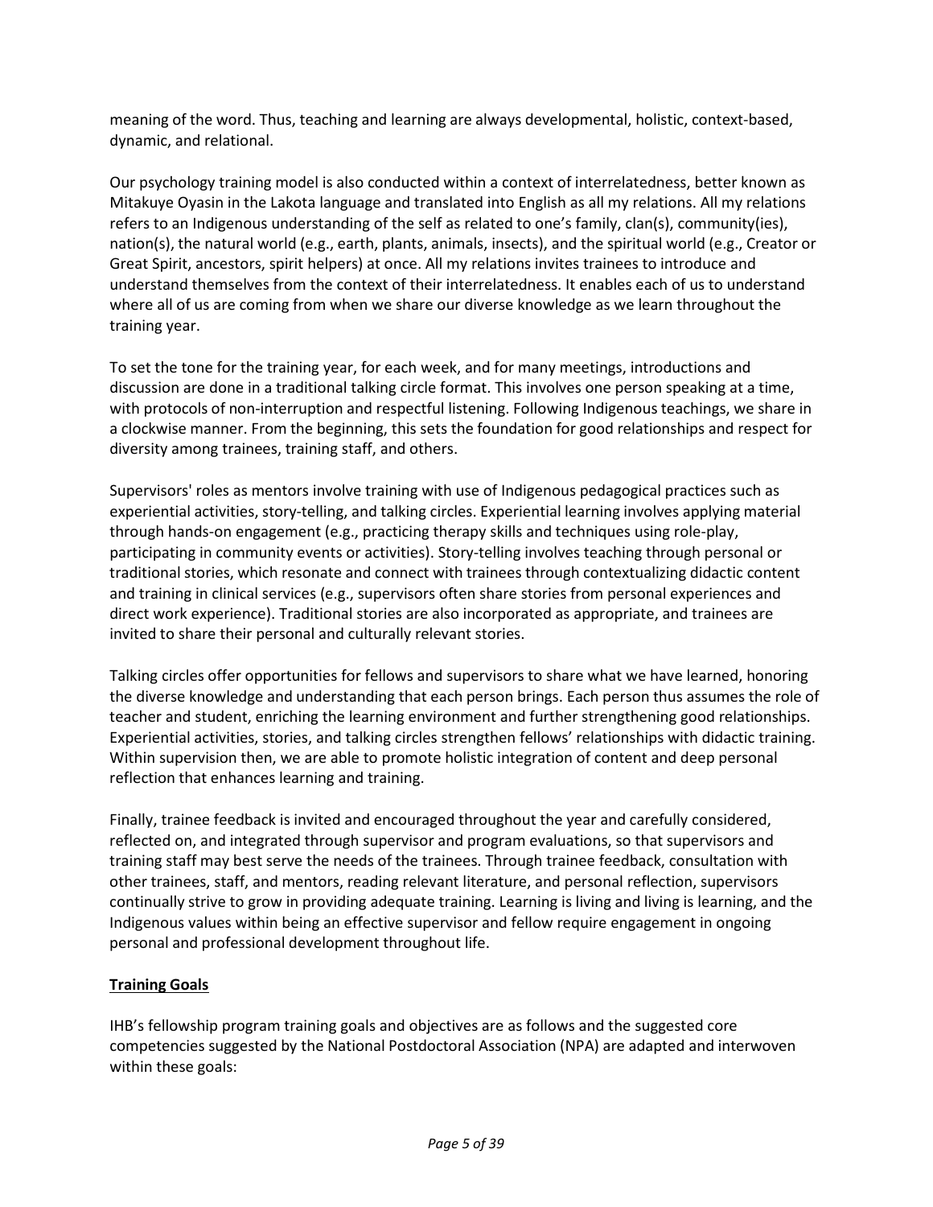meaning of the word. Thus, teaching and learning are always developmental, holistic, context-based, dynamic, and relational.

Our psychology training model is also conducted within a context of interrelatedness, better known as Mitakuye Oyasin in the Lakota language and translated into English as all my relations. All my relations refers to an Indigenous understanding of the self as related to one's family, clan(s), community(ies), nation(s), the natural world (e.g., earth, plants, animals, insects), and the spiritual world (e.g., Creator or Great Spirit, ancestors, spirit helpers) at once. All my relations invites trainees to introduce and understand themselves from the context of their interrelatedness. It enables each of us to understand where all of us are coming from when we share our diverse knowledge as we learn throughout the training year.

To set the tone for the training year, for each week, and for many meetings, introductions and discussion are done in a traditional talking circle format. This involves one person speaking at a time, with protocols of non-interruption and respectful listening. Following Indigenous teachings, we share in a clockwise manner. From the beginning, this sets the foundation for good relationships and respect for diversity among trainees, training staff, and others.

Supervisors' roles as mentors involve training with use of Indigenous pedagogical practices such as experiential activities, story-telling, and talking circles. Experiential learning involves applying material through hands-on engagement (e.g., practicing therapy skills and techniques using role-play, participating in community events or activities). Story-telling involves teaching through personal or traditional stories, which resonate and connect with trainees through contextualizing didactic content and training in clinical services (e.g., supervisors often share stories from personal experiences and direct work experience). Traditional stories are also incorporated as appropriate, and trainees are invited to share their personal and culturally relevant stories.

Talking circles offer opportunities for fellows and supervisors to share what we have learned, honoring the diverse knowledge and understanding that each person brings. Each person thus assumes the role of teacher and student, enriching the learning environment and further strengthening good relationships. Experiential activities, stories, and talking circles strengthen fellows' relationships with didactic training. Within supervision then, we are able to promote holistic integration of content and deep personal reflection that enhances learning and training.

Finally, trainee feedback is invited and encouraged throughout the year and carefully considered, reflected on, and integrated through supervisor and program evaluations, so that supervisors and training staff may best serve the needs of the trainees. Through trainee feedback, consultation with other trainees, staff, and mentors, reading relevant literature, and personal reflection, supervisors continually strive to grow in providing adequate training. Learning is living and living is learning, and the Indigenous values within being an effective supervisor and fellow require engagement in ongoing personal and professional development throughout life.

## Training Goals

IHB's fellowship program training goals and objectives are as follows and the suggested core competencies suggested by the National Postdoctoral Association (NPA) are adapted and interwoven within these goals: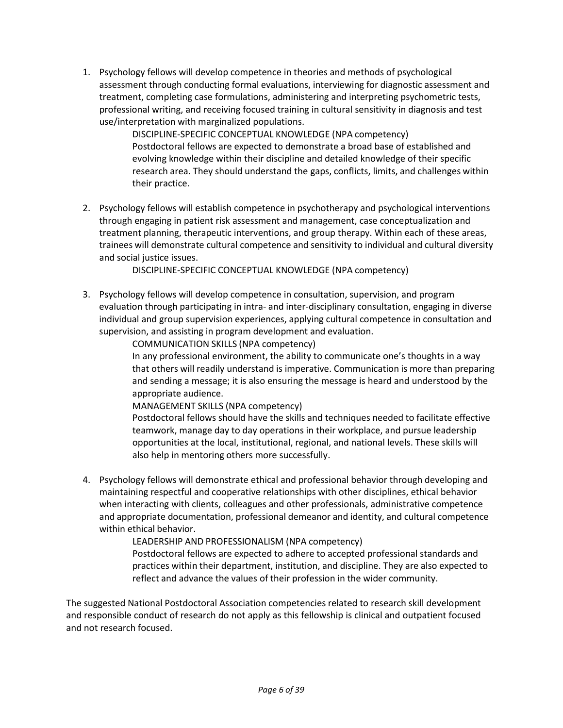1. Psychology fellows will develop competence in theories and methods of psychological assessment through conducting formal evaluations, interviewing for diagnostic assessment and treatment, completing case formulations, administering and interpreting psychometric tests, professional writing, and receiving focused training in cultural sensitivity in diagnosis and test use/interpretation with marginalized populations.

    DISCIPLINE-SPECIFIC CONCEPTUAL KNOWLEDGE (NPA competency)
    Postdoctoral fellows are expected to demonstrate a broad base of established and evolving knowledge within their discipline and detailed knowledge of their specific research area. They should understand the gaps, conflicts, limits, and challenges within their practice.

2. Psychology fellows will establish competence in psychotherapy and psychological interventions through engaging in patient risk assessment and management, case conceptualization and treatment planning, therapeutic interventions, and group therapy. Within each of these areas, trainees will demonstrate cultural competence and sensitivity to individual and cultural diversity and social justice issues.

    DISCIPLINE-SPECIFIC CONCEPTUAL KNOWLEDGE (NPA competency)

3. Psychology fellows will develop competence in consultation, supervision, and program evaluation through participating in intra- and inter-disciplinary consultation, engaging in diverse individual and group supervision experiences, applying cultural competence in consultation and supervision, and assisting in program development and evaluation.

    COMMUNICATION SKILLS (NPA competency)
    In any professional environment, the ability to communicate one's thoughts in a way that others will readily understand is imperative. Communication is more than preparing and sending a message; it is also ensuring the message is heard and understood by the appropriate audience.

    MANAGEMENT SKILLS (NPA competency)
    Postdoctoral fellows should have the skills and techniques needed to facilitate effective teamwork, manage day to day operations in their workplace, and pursue leadership opportunities at the local, institutional, regional, and national levels. These skills will also help in mentoring others more successfully.

4. Psychology fellows will demonstrate ethical and professional behavior through developing and maintaining respectful and cooperative relationships with other disciplines, ethical behavior when interacting with clients, colleagues and other professionals, administrative competence and appropriate documentation, professional demeanor and identity, and cultural competence within ethical behavior.

    LEADERSHIP AND PROFESSIONALISM (NPA competency)
    Postdoctoral fellows are expected to adhere to accepted professional standards and practices within their department, institution, and discipline. They are also expected to reflect and advance the values of their profession in the wider community.

The suggested National Postdoctoral Association competencies related to research skill development and responsible conduct of research do not apply as this fellowship is clinical and outpatient focused and not research focused.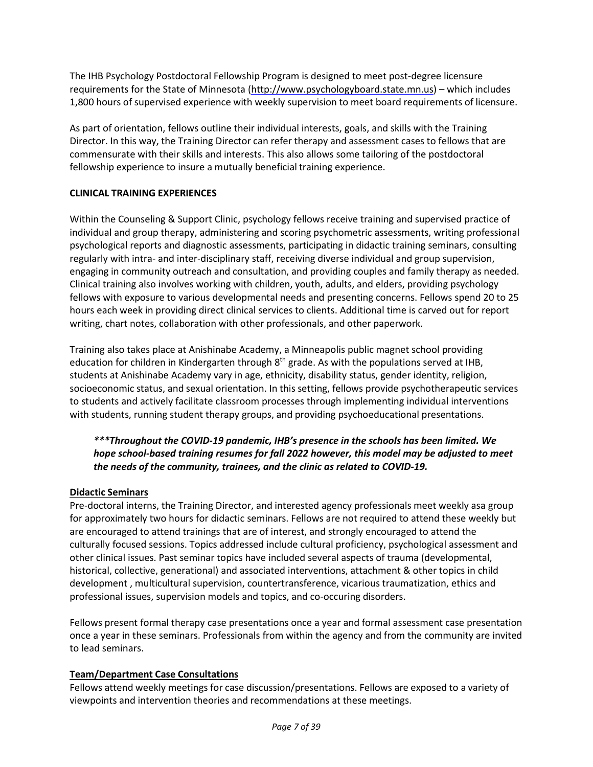The IHB Psychology Postdoctoral Fellowship Program is designed to meet post-degree licensure requirements for the State of Minnesota (http://www.psychologyboard.state.mn.us) – which includes 1,800 hours of supervised experience with weekly supervision to meet board requirements of licensure.

As part of orientation, fellows outline their individual interests, goals, and skills with the Training Director. In this way, the Training Director can refer therapy and assessment cases to fellows that are commensurate with their skills and interests. This also allows some tailoring of the postdoctoral fellowship experience to insure a mutually beneficial training experience.

## CLINICAL TRAINING EXPERIENCES

Within the Counseling & Support Clinic, psychology fellows receive training and supervised practice of individual and group therapy, administering and scoring psychometric assessments, writing professional psychological reports and diagnostic assessments, participating in didactic training seminars, consulting regularly with intra- and inter-disciplinary staff, receiving diverse individual and group supervision, engaging in community outreach and consultation, and providing couples and family therapy as needed. Clinical training also involves working with children, youth, adults, and elders, providing psychology fellows with exposure to various developmental needs and presenting concerns. Fellows spend 20 to 25 hours each week in providing direct clinical services to clients. Additional time is carved out for report writing, chart notes, collaboration with other professionals, and other paperwork.

Training also takes place at Anishinabe Academy, a Minneapolis public magnet school providing education for children in Kindergarten through 8th grade. As with the populations served at IHB, students at Anishinabe Academy vary in age, ethnicity, disability status, gender identity, religion, socioeconomic status, and sexual orientation. In this setting, fellows provide psychotherapeutic services to students and actively facilitate classroom processes through implementing individual interventions with students, running student therapy groups, and providing psychoeducational presentations.

> ***\*\*\*Throughout the COVID-19 pandemic, IHB's presence in the schools has been limited. We hope school-based training resumes for fall 2022 however, this model may be adjusted to meet the needs of the community, trainees, and the clinic as related to COVID-19.***

### Didactic Seminars

Pre-doctoral interns, the Training Director, and interested agency professionals meet weekly asa group for approximately two hours for didactic seminars. Fellows are not required to attend these weekly but are encouraged to attend trainings that are of interest, and strongly encouraged to attend the culturally focused sessions. Topics addressed include cultural proficiency, psychological assessment and other clinical issues. Past seminar topics have included several aspects of trauma (developmental, historical, collective, generational) and associated interventions, attachment & other topics in child development , multicultural supervision, countertransference, vicarious traumatization, ethics and professional issues, supervision models and topics, and co-occuring disorders.

Fellows present formal therapy case presentations once a year and formal assessment case presentation once a year in these seminars. Professionals from within the agency and from the community are invited to lead seminars.

### Team/Department Case Consultations

Fellows attend weekly meetings for case discussion/presentations. Fellows are exposed to a variety of viewpoints and intervention theories and recommendations at these meetings.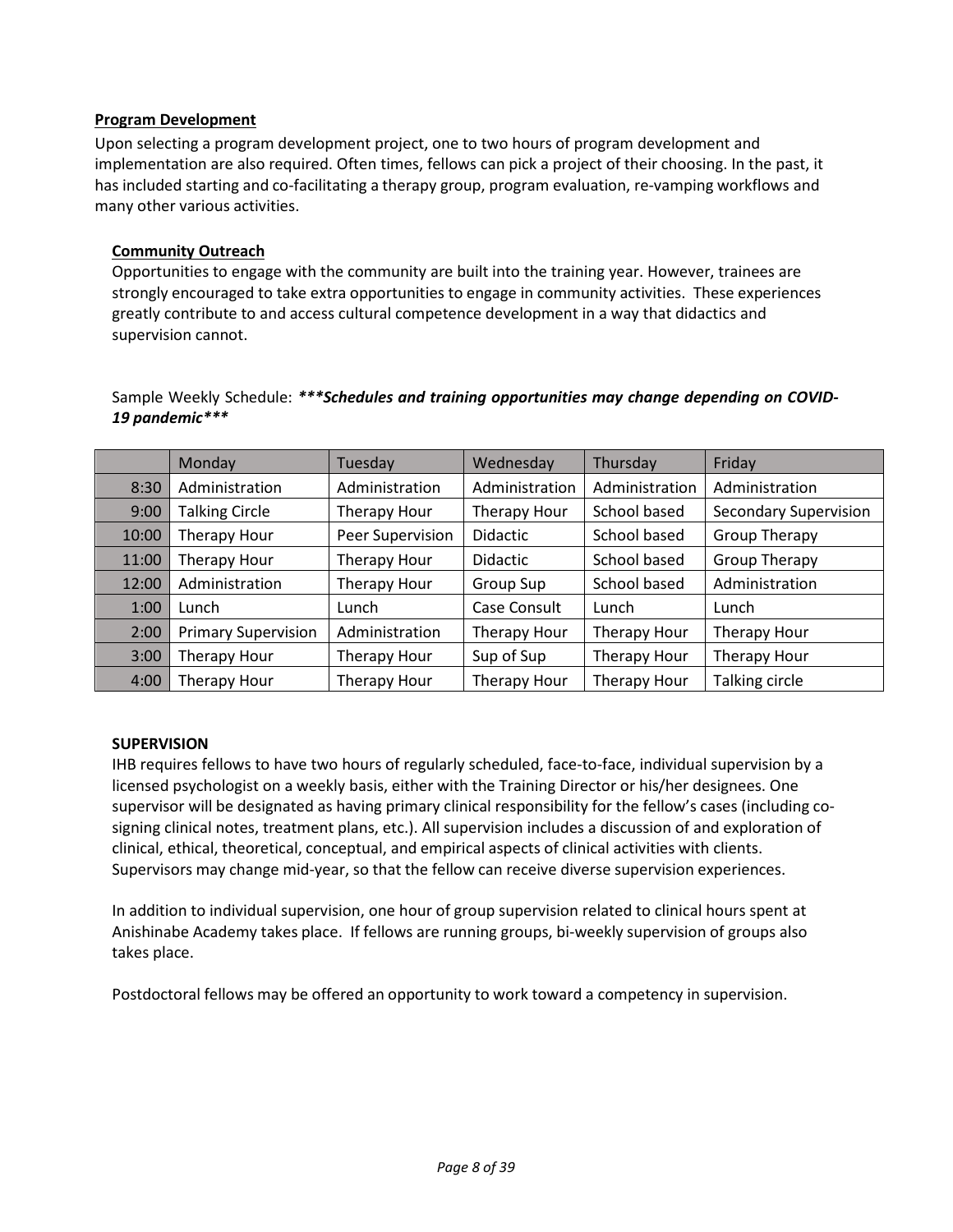**Program Development**

Upon selecting a program development project, one to two hours of program development and implementation are also required. Often times, fellows can pick a project of their choosing. In the past, it has included starting and co-facilitating a therapy group, program evaluation, re-vamping workflows and many other various activities.

**Community Outreach**

Opportunities to engage with the community are built into the training year. However, trainees are strongly encouraged to take extra opportunities to engage in community activities. These experiences greatly contribute to and access cultural competence development in a way that didactics and supervision cannot.

Sample Weekly Schedule: ***\*\*\*Schedules and training opportunities may change depending on COVID-19 pandemic\*\*\****

| | Monday | Tuesday | Wednesday | Thursday | Friday |
|---|---|---|---|---|---|
| 8:30 | Administration | Administration | Administration | Administration | Administration |
| 9:00 | Talking Circle | Therapy Hour | Therapy Hour | School based | Secondary Supervision |
| 10:00 | Therapy Hour | Peer Supervision | Didactic | School based | Group Therapy |
| 11:00 | Therapy Hour | Therapy Hour | Didactic | School based | Group Therapy |
| 12:00 | Administration | Therapy Hour | Group Sup | School based | Administration |
| 1:00 | Lunch | Lunch | Case Consult | Lunch | Lunch |
| 2:00 | Primary Supervision | Administration | Therapy Hour | Therapy Hour | Therapy Hour |
| 3:00 | Therapy Hour | Therapy Hour | Sup of Sup | Therapy Hour | Therapy Hour |
| 4:00 | Therapy Hour | Therapy Hour | Therapy Hour | Therapy Hour | Talking circle |

**SUPERVISION**

IHB requires fellows to have two hours of regularly scheduled, face-to-face, individual supervision by a licensed psychologist on a weekly basis, either with the Training Director or his/her designees. One supervisor will be designated as having primary clinical responsibility for the fellow's cases (including co-signing clinical notes, treatment plans, etc.). All supervision includes a discussion of and exploration of clinical, ethical, theoretical, conceptual, and empirical aspects of clinical activities with clients. Supervisors may change mid-year, so that the fellow can receive diverse supervision experiences.

In addition to individual supervision, one hour of group supervision related to clinical hours spent at Anishinabe Academy takes place. If fellows are running groups, bi-weekly supervision of groups also takes place.

Postdoctoral fellows may be offered an opportunity to work toward a competency in supervision.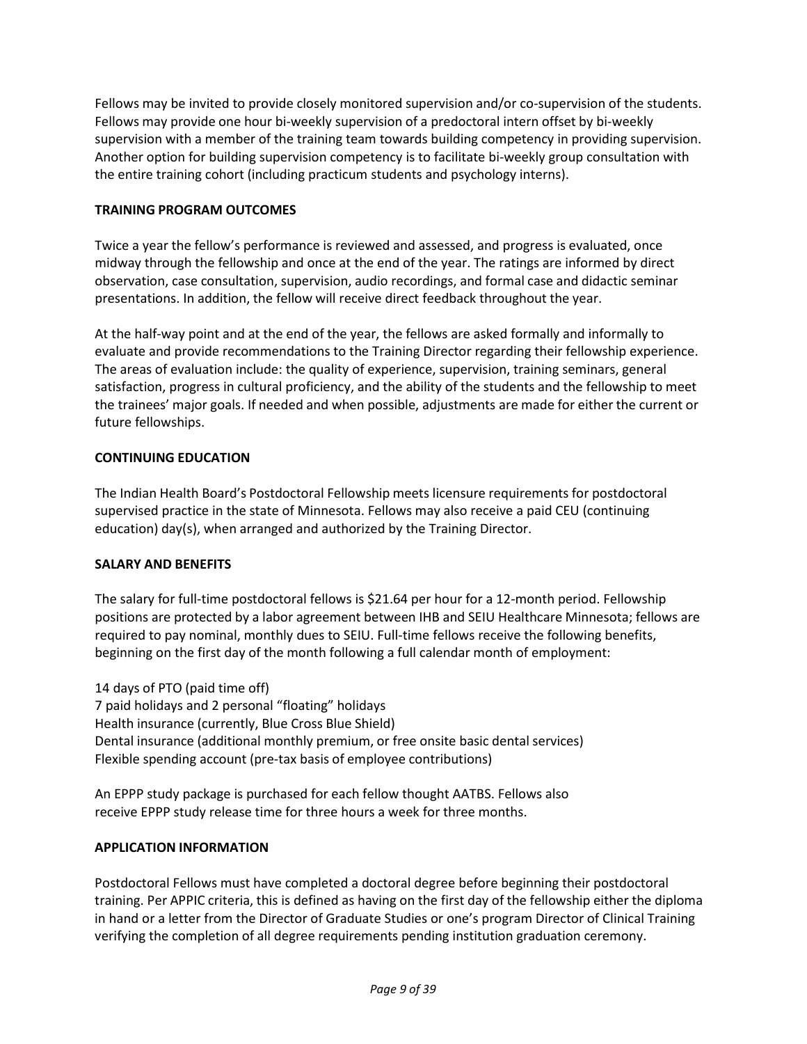Fellows may be invited to provide closely monitored supervision and/or co-supervision of the students. Fellows may provide one hour bi-weekly supervision of a predoctoral intern offset by bi-weekly supervision with a member of the training team towards building competency in providing supervision. Another option for building supervision competency is to facilitate bi-weekly group consultation with the entire training cohort (including practicum students and psychology interns).

### TRAINING PROGRAM OUTCOMES

Twice a year the fellow's performance is reviewed and assessed, and progress is evaluated, once midway through the fellowship and once at the end of the year. The ratings are informed by direct observation, case consultation, supervision, audio recordings, and formal case and didactic seminar presentations. In addition, the fellow will receive direct feedback throughout the year.

At the half-way point and at the end of the year, the fellows are asked formally and informally to evaluate and provide recommendations to the Training Director regarding their fellowship experience. The areas of evaluation include: the quality of experience, supervision, training seminars, general satisfaction, progress in cultural proficiency, and the ability of the students and the fellowship to meet the trainees' major goals. If needed and when possible, adjustments are made for either the current or future fellowships.

### CONTINUING EDUCATION

The Indian Health Board's Postdoctoral Fellowship meets licensure requirements for postdoctoral supervised practice in the state of Minnesota. Fellows may also receive a paid CEU (continuing education) day(s), when arranged and authorized by the Training Director.

### SALARY AND BENEFITS

The salary for full-time postdoctoral fellows is $21.64 per hour for a 12-month period. Fellowship positions are protected by a labor agreement between IHB and SEIU Healthcare Minnesota; fellows are required to pay nominal, monthly dues to SEIU. Full-time fellows receive the following benefits, beginning on the first day of the month following a full calendar month of employment:

14 days of PTO (paid time off)
7 paid holidays and 2 personal "floating" holidays
Health insurance (currently, Blue Cross Blue Shield)
Dental insurance (additional monthly premium, or free onsite basic dental services)
Flexible spending account (pre-tax basis of employee contributions)

An EPPP study package is purchased for each fellow thought AATBS. Fellows also receive EPPP study release time for three hours a week for three months.

### APPLICATION INFORMATION

Postdoctoral Fellows must have completed a doctoral degree before beginning their postdoctoral training. Per APPIC criteria, this is defined as having on the first day of the fellowship either the diploma in hand or a letter from the Director of Graduate Studies or one's program Director of Clinical Training verifying the completion of all degree requirements pending institution graduation ceremony.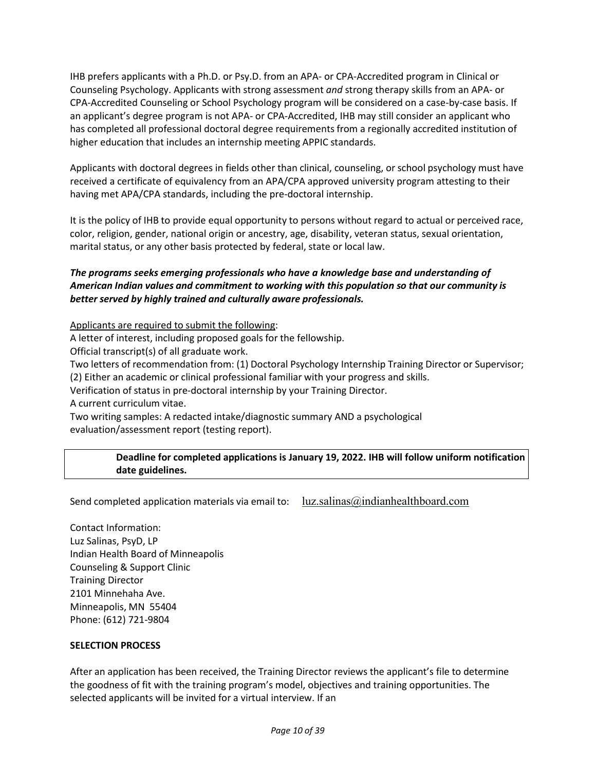IHB prefers applicants with a Ph.D. or Psy.D. from an APA- or CPA-Accredited program in Clinical or Counseling Psychology. Applicants with strong assessment *and* strong therapy skills from an APA- or CPA-Accredited Counseling or School Psychology program will be considered on a case-by-case basis. If an applicant's degree program is not APA- or CPA-Accredited, IHB may still consider an applicant who has completed all professional doctoral degree requirements from a regionally accredited institution of higher education that includes an internship meeting APPIC standards.

Applicants with doctoral degrees in fields other than clinical, counseling, or school psychology must have received a certificate of equivalency from an APA/CPA approved university program attesting to their having met APA/CPA standards, including the pre-doctoral internship.

It is the policy of IHB to provide equal opportunity to persons without regard to actual or perceived race, color, religion, gender, national origin or ancestry, age, disability, veteran status, sexual orientation, marital status, or any other basis protected by federal, state or local law.

***The programs seeks emerging professionals who have a knowledge base and understanding of American Indian values and commitment to working with this population so that our community is better served by highly trained and culturally aware professionals.***

<u>Applicants are required to submit the following</u>:

A letter of interest, including proposed goals for the fellowship.
Official transcript(s) of all graduate work.
Two letters of recommendation from: (1) Doctoral Psychology Internship Training Director or Supervisor; (2) Either an academic or clinical professional familiar with your progress and skills.
Verification of status in pre-doctoral internship by your Training Director.
A current curriculum vitae.
Two writing samples: A redacted intake/diagnostic summary AND a psychological evaluation/assessment report (testing report).

**Deadline for completed applications is January 19, 2022. IHB will follow uniform notification date guidelines.**

Send completed application materials via email to: luz.salinas@indianhealthboard.com

Contact Information:
Luz Salinas, PsyD, LP
Indian Health Board of Minneapolis
Counseling & Support Clinic
Training Director
2101 Minnehaha Ave.
Minneapolis, MN 55404
Phone: (612) 721-9804

**SELECTION PROCESS**

After an application has been received, the Training Director reviews the applicant's file to determine the goodness of fit with the training program's model, objectives and training opportunities. The selected applicants will be invited for a virtual interview. If an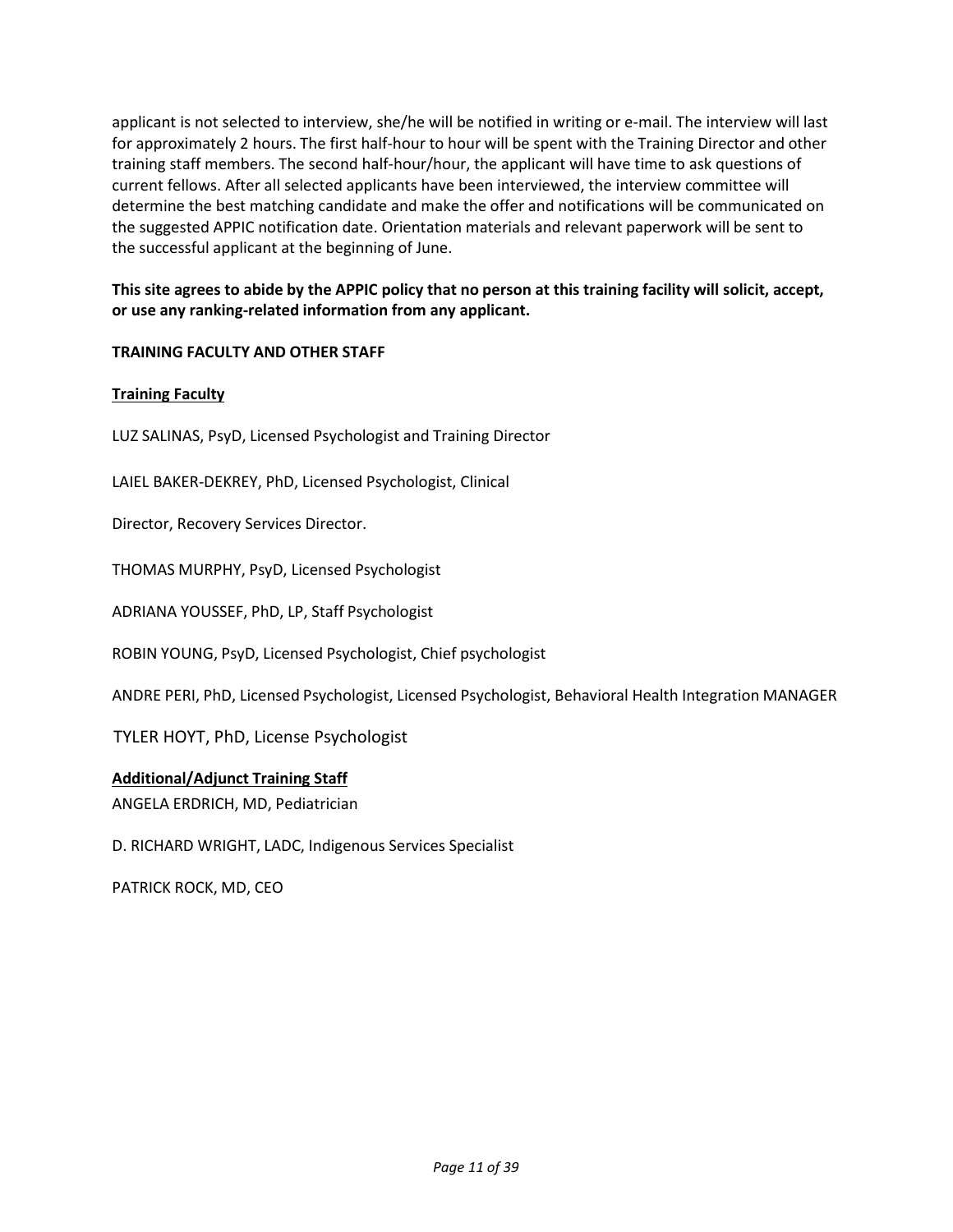applicant is not selected to interview, she/he will be notified in writing or e-mail. The interview will last for approximately 2 hours. The first half-hour to hour will be spent with the Training Director and other training staff members. The second half-hour/hour, the applicant will have time to ask questions of current fellows. After all selected applicants have been interviewed, the interview committee will determine the best matching candidate and make the offer and notifications will be communicated on the suggested APPIC notification date. Orientation materials and relevant paperwork will be sent to the successful applicant at the beginning of June.

**This site agrees to abide by the APPIC policy that no person at this training facility will solicit, accept, or use any ranking-related information from any applicant.**

## TRAINING FACULTY AND OTHER STAFF

### Training Faculty

LUZ SALINAS, PsyD, Licensed Psychologist and Training Director

LAIEL BAKER-DEKREY, PhD, Licensed Psychologist, Clinical

Director, Recovery Services Director.

THOMAS MURPHY, PsyD, Licensed Psychologist

ADRIANA YOUSSEF, PhD, LP, Staff Psychologist

ROBIN YOUNG, PsyD, Licensed Psychologist, Chief psychologist

ANDRE PERI, PhD, Licensed Psychologist, Licensed Psychologist, Behavioral Health Integration MANAGER

TYLER HOYT, PhD, License Psychologist

### Additional/Adjunct Training Staff

ANGELA ERDRICH, MD, Pediatrician

D. RICHARD WRIGHT, LADC, Indigenous Services Specialist

PATRICK ROCK, MD, CEO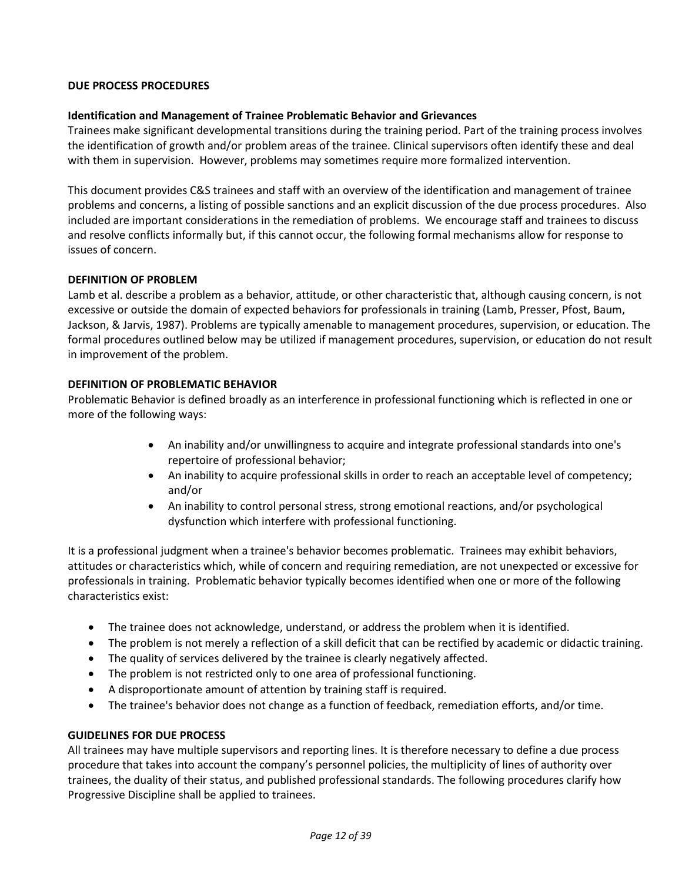## DUE PROCESS PROCEDURES

### Identification and Management of Trainee Problematic Behavior and Grievances

Trainees make significant developmental transitions during the training period. Part of the training process involves the identification of growth and/or problem areas of the trainee. Clinical supervisors often identify these and deal with them in supervision. However, problems may sometimes require more formalized intervention.

This document provides C&S trainees and staff with an overview of the identification and management of trainee problems and concerns, a listing of possible sanctions and an explicit discussion of the due process procedures. Also included are important considerations in the remediation of problems. We encourage staff and trainees to discuss and resolve conflicts informally but, if this cannot occur, the following formal mechanisms allow for response to issues of concern.

### DEFINITION OF PROBLEM

Lamb et al. describe a problem as a behavior, attitude, or other characteristic that, although causing concern, is not excessive or outside the domain of expected behaviors for professionals in training (Lamb, Presser, Pfost, Baum, Jackson, & Jarvis, 1987). Problems are typically amenable to management procedures, supervision, or education. The formal procedures outlined below may be utilized if management procedures, supervision, or education do not result in improvement of the problem.

### DEFINITION OF PROBLEMATIC BEHAVIOR

Problematic Behavior is defined broadly as an interference in professional functioning which is reflected in one or more of the following ways:

- An inability and/or unwillingness to acquire and integrate professional standards into one's repertoire of professional behavior;
- An inability to acquire professional skills in order to reach an acceptable level of competency; and/or
- An inability to control personal stress, strong emotional reactions, and/or psychological dysfunction which interfere with professional functioning.

It is a professional judgment when a trainee's behavior becomes problematic. Trainees may exhibit behaviors, attitudes or characteristics which, while of concern and requiring remediation, are not unexpected or excessive for professionals in training. Problematic behavior typically becomes identified when one or more of the following characteristics exist:

- The trainee does not acknowledge, understand, or address the problem when it is identified.
- The problem is not merely a reflection of a skill deficit that can be rectified by academic or didactic training.
- The quality of services delivered by the trainee is clearly negatively affected.
- The problem is not restricted only to one area of professional functioning.
- A disproportionate amount of attention by training staff is required.
- The trainee's behavior does not change as a function of feedback, remediation efforts, and/or time.

### GUIDELINES FOR DUE PROCESS

All trainees may have multiple supervisors and reporting lines. It is therefore necessary to define a due process procedure that takes into account the company's personnel policies, the multiplicity of lines of authority over trainees, the duality of their status, and published professional standards. The following procedures clarify how Progressive Discipline shall be applied to trainees.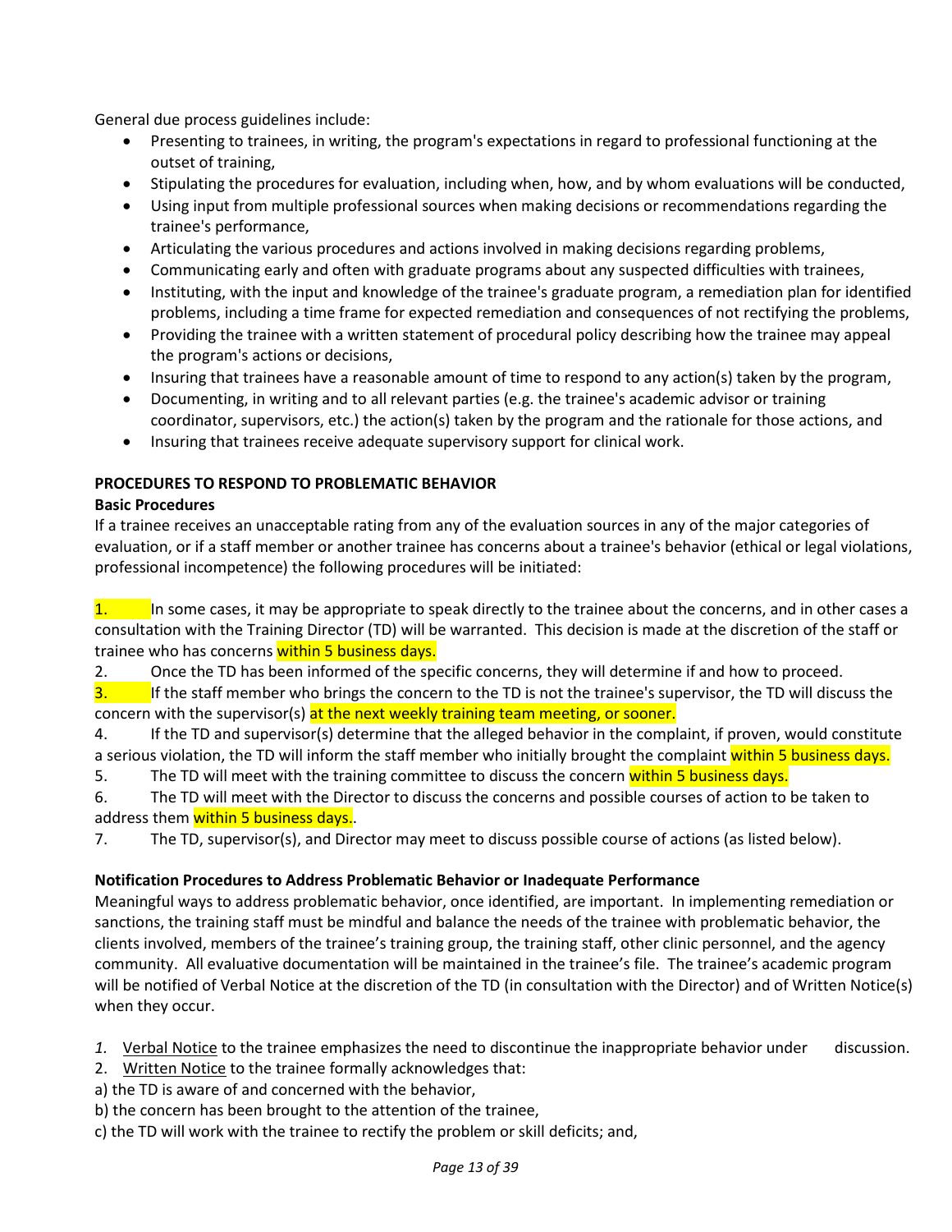General due process guidelines include:

- Presenting to trainees, in writing, the program's expectations in regard to professional functioning at the outset of training,
- Stipulating the procedures for evaluation, including when, how, and by whom evaluations will be conducted,
- Using input from multiple professional sources when making decisions or recommendations regarding the trainee's performance,
- Articulating the various procedures and actions involved in making decisions regarding problems,
- Communicating early and often with graduate programs about any suspected difficulties with trainees,
- Instituting, with the input and knowledge of the trainee's graduate program, a remediation plan for identified problems, including a time frame for expected remediation and consequences of not rectifying the problems,
- Providing the trainee with a written statement of procedural policy describing how the trainee may appeal the program's actions or decisions,
- Insuring that trainees have a reasonable amount of time to respond to any action(s) taken by the program,
- Documenting, in writing and to all relevant parties (e.g. the trainee's academic advisor or training coordinator, supervisors, etc.) the action(s) taken by the program and the rationale for those actions, and
- Insuring that trainees receive adequate supervisory support for clinical work.

**PROCEDURES TO RESPOND TO PROBLEMATIC BEHAVIOR**

**Basic Procedures**

If a trainee receives an unacceptable rating from any of the evaluation sources in any of the major categories of evaluation, or if a staff member or another trainee has concerns about a trainee's behavior (ethical or legal violations, professional incompetence) the following procedures will be initiated:

1. In some cases, it may be appropriate to speak directly to the trainee about the concerns, and in other cases a consultation with the Training Director (TD) will be warranted. This decision is made at the discretion of the staff or trainee who has concerns within 5 business days.
2. Once the TD has been informed of the specific concerns, they will determine if and how to proceed.
3. If the staff member who brings the concern to the TD is not the trainee's supervisor, the TD will discuss the concern with the supervisor(s) at the next weekly training team meeting, or sooner.
4. If the TD and supervisor(s) determine that the alleged behavior in the complaint, if proven, would constitute a serious violation, the TD will inform the staff member who initially brought the complaint within 5 business days.
5. The TD will meet with the training committee to discuss the concern within 5 business days.
6. The TD will meet with the Director to discuss the concerns and possible courses of action to be taken to address them within 5 business days..
7. The TD, supervisor(s), and Director may meet to discuss possible course of actions (as listed below).

**Notification Procedures to Address Problematic Behavior or Inadequate Performance**

Meaningful ways to address problematic behavior, once identified, are important. In implementing remediation or sanctions, the training staff must be mindful and balance the needs of the trainee with problematic behavior, the clients involved, members of the trainee's training group, the training staff, other clinic personnel, and the agency community. All evaluative documentation will be maintained in the trainee's file. The trainee's academic program will be notified of Verbal Notice at the discretion of the TD (in consultation with the Director) and of Written Notice(s) when they occur.

1. Verbal Notice to the trainee emphasizes the need to discontinue the inappropriate behavior under discussion.
2. Written Notice to the trainee formally acknowledges that:

a) the TD is aware of and concerned with the behavior,

b) the concern has been brought to the attention of the trainee,

c) the TD will work with the trainee to rectify the problem or skill deficits; and,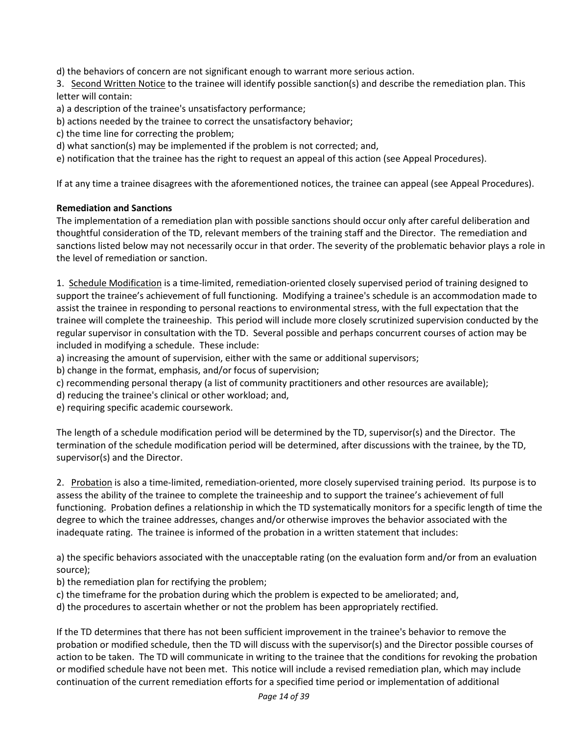d) the behaviors of concern are not significant enough to warrant more serious action.

3. Second Written Notice to the trainee will identify possible sanction(s) and describe the remediation plan. This letter will contain:

a) a description of the trainee's unsatisfactory performance;
b) actions needed by the trainee to correct the unsatisfactory behavior;
c) the time line for correcting the problem;
d) what sanction(s) may be implemented if the problem is not corrected; and,
e) notification that the trainee has the right to request an appeal of this action (see Appeal Procedures).

If at any time a trainee disagrees with the aforementioned notices, the trainee can appeal (see Appeal Procedures).

**Remediation and Sanctions**

The implementation of a remediation plan with possible sanctions should occur only after careful deliberation and thoughtful consideration of the TD, relevant members of the training staff and the Director. The remediation and sanctions listed below may not necessarily occur in that order. The severity of the problematic behavior plays a role in the level of remediation or sanction.

1. Schedule Modification is a time-limited, remediation-oriented closely supervised period of training designed to support the trainee's achievement of full functioning. Modifying a trainee's schedule is an accommodation made to assist the trainee in responding to personal reactions to environmental stress, with the full expectation that the trainee will complete the traineeship. This period will include more closely scrutinized supervision conducted by the regular supervisor in consultation with the TD. Several possible and perhaps concurrent courses of action may be included in modifying a schedule. These include:

a) increasing the amount of supervision, either with the same or additional supervisors;
b) change in the format, emphasis, and/or focus of supervision;
c) recommending personal therapy (a list of community practitioners and other resources are available);
d) reducing the trainee's clinical or other workload; and,
e) requiring specific academic coursework.

The length of a schedule modification period will be determined by the TD, supervisor(s) and the Director. The termination of the schedule modification period will be determined, after discussions with the trainee, by the TD, supervisor(s) and the Director.

2. Probation is also a time-limited, remediation-oriented, more closely supervised training period. Its purpose is to assess the ability of the trainee to complete the traineeship and to support the trainee's achievement of full functioning. Probation defines a relationship in which the TD systematically monitors for a specific length of time the degree to which the trainee addresses, changes and/or otherwise improves the behavior associated with the inadequate rating. The trainee is informed of the probation in a written statement that includes:

a) the specific behaviors associated with the unacceptable rating (on the evaluation form and/or from an evaluation source);
b) the remediation plan for rectifying the problem;
c) the timeframe for the probation during which the problem is expected to be ameliorated; and,
d) the procedures to ascertain whether or not the problem has been appropriately rectified.

If the TD determines that there has not been sufficient improvement in the trainee's behavior to remove the probation or modified schedule, then the TD will discuss with the supervisor(s) and the Director possible courses of action to be taken. The TD will communicate in writing to the trainee that the conditions for revoking the probation or modified schedule have not been met. This notice will include a revised remediation plan, which may include continuation of the current remediation efforts for a specified time period or implementation of additional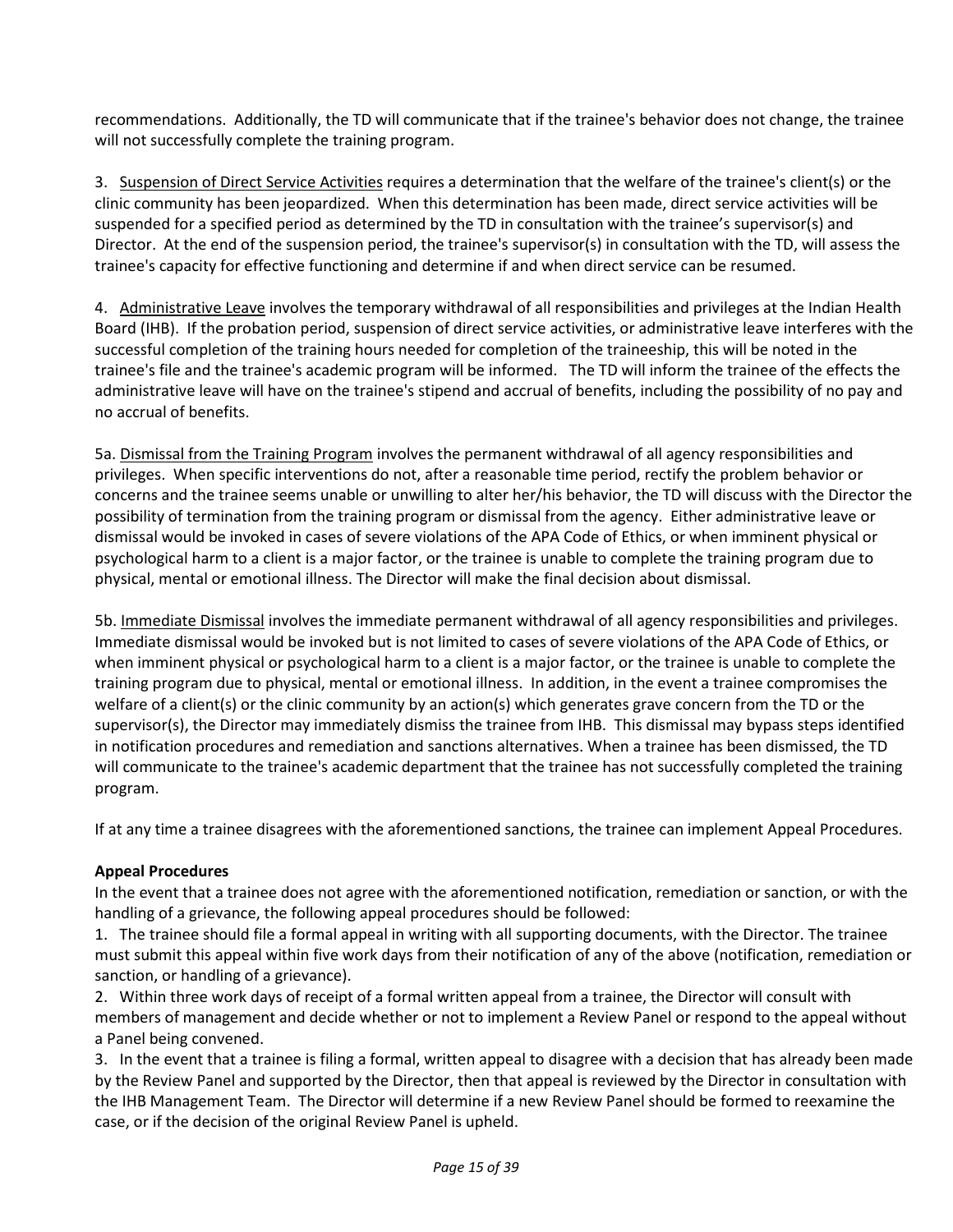recommendations. Additionally, the TD will communicate that if the trainee's behavior does not change, the trainee will not successfully complete the training program.

3. Suspension of Direct Service Activities requires a determination that the welfare of the trainee's client(s) or the clinic community has been jeopardized. When this determination has been made, direct service activities will be suspended for a specified period as determined by the TD in consultation with the trainee's supervisor(s) and Director. At the end of the suspension period, the trainee's supervisor(s) in consultation with the TD, will assess the trainee's capacity for effective functioning and determine if and when direct service can be resumed.

4. Administrative Leave involves the temporary withdrawal of all responsibilities and privileges at the Indian Health Board (IHB). If the probation period, suspension of direct service activities, or administrative leave interferes with the successful completion of the training hours needed for completion of the traineeship, this will be noted in the trainee's file and the trainee's academic program will be informed. The TD will inform the trainee of the effects the administrative leave will have on the trainee's stipend and accrual of benefits, including the possibility of no pay and no accrual of benefits.

5a. Dismissal from the Training Program involves the permanent withdrawal of all agency responsibilities and privileges. When specific interventions do not, after a reasonable time period, rectify the problem behavior or concerns and the trainee seems unable or unwilling to alter her/his behavior, the TD will discuss with the Director the possibility of termination from the training program or dismissal from the agency. Either administrative leave or dismissal would be invoked in cases of severe violations of the APA Code of Ethics, or when imminent physical or psychological harm to a client is a major factor, or the trainee is unable to complete the training program due to physical, mental or emotional illness. The Director will make the final decision about dismissal.

5b. Immediate Dismissal involves the immediate permanent withdrawal of all agency responsibilities and privileges. Immediate dismissal would be invoked but is not limited to cases of severe violations of the APA Code of Ethics, or when imminent physical or psychological harm to a client is a major factor, or the trainee is unable to complete the training program due to physical, mental or emotional illness. In addition, in the event a trainee compromises the welfare of a client(s) or the clinic community by an action(s) which generates grave concern from the TD or the supervisor(s), the Director may immediately dismiss the trainee from IHB. This dismissal may bypass steps identified in notification procedures and remediation and sanctions alternatives. When a trainee has been dismissed, the TD will communicate to the trainee's academic department that the trainee has not successfully completed the training program.

If at any time a trainee disagrees with the aforementioned sanctions, the trainee can implement Appeal Procedures.

**Appeal Procedures**

In the event that a trainee does not agree with the aforementioned notification, remediation or sanction, or with the handling of a grievance, the following appeal procedures should be followed:

1. The trainee should file a formal appeal in writing with all supporting documents, with the Director. The trainee must submit this appeal within five work days from their notification of any of the above (notification, remediation or sanction, or handling of a grievance).
2. Within three work days of receipt of a formal written appeal from a trainee, the Director will consult with members of management and decide whether or not to implement a Review Panel or respond to the appeal without a Panel being convened.
3. In the event that a trainee is filing a formal, written appeal to disagree with a decision that has already been made by the Review Panel and supported by the Director, then that appeal is reviewed by the Director in consultation with the IHB Management Team. The Director will determine if a new Review Panel should be formed to reexamine the case, or if the decision of the original Review Panel is upheld.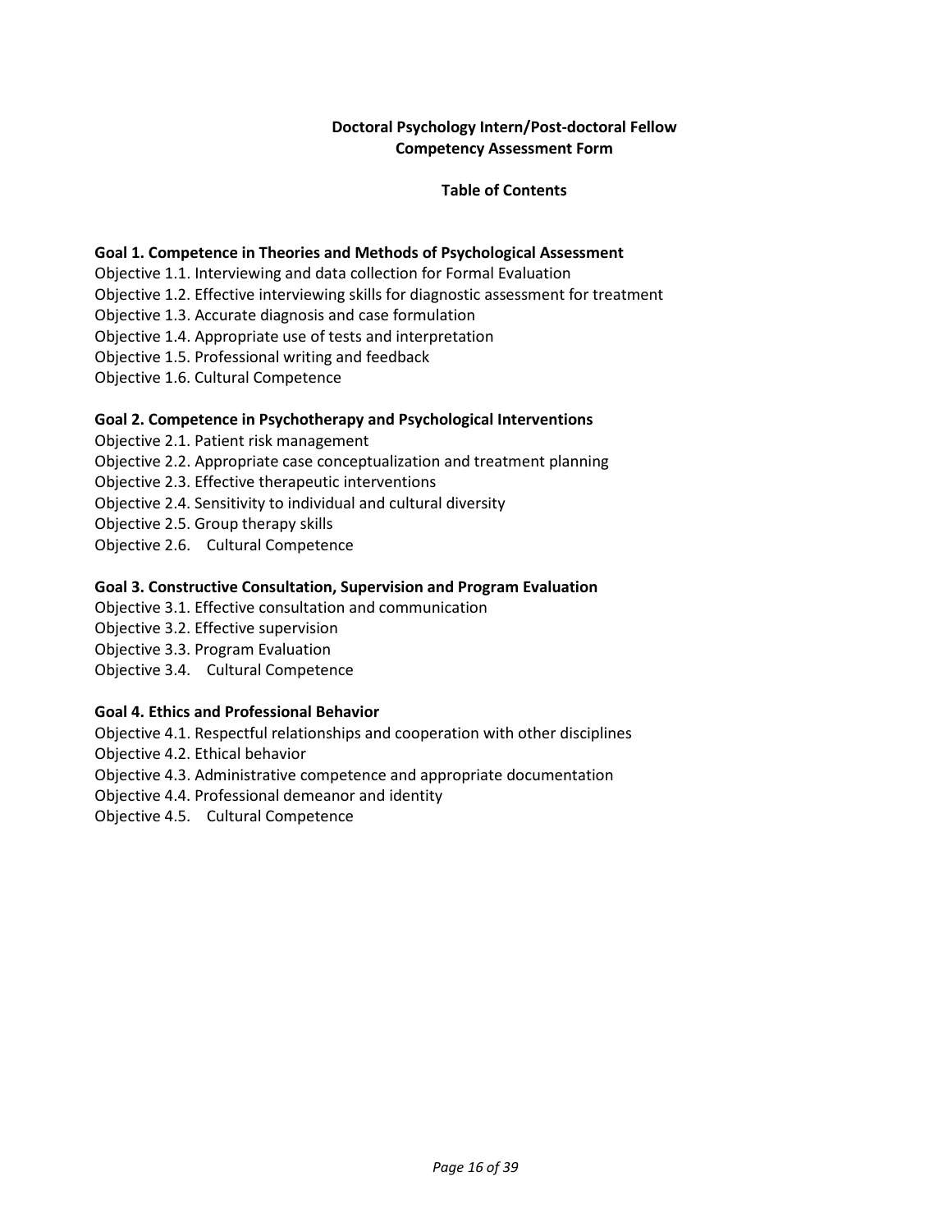## Doctoral Psychology Intern/Post-doctoral Fellow Competency Assessment Form

### Table of Contents

**Goal 1. Competence in Theories and Methods of Psychological Assessment**

Objective 1.1. Interviewing and data collection for Formal Evaluation
Objective 1.2. Effective interviewing skills for diagnostic assessment for treatment
Objective 1.3. Accurate diagnosis and case formulation
Objective 1.4. Appropriate use of tests and interpretation
Objective 1.5. Professional writing and feedback
Objective 1.6. Cultural Competence

**Goal 2. Competence in Psychotherapy and Psychological Interventions**

Objective 2.1. Patient risk management
Objective 2.2. Appropriate case conceptualization and treatment planning
Objective 2.3. Effective therapeutic interventions
Objective 2.4. Sensitivity to individual and cultural diversity
Objective 2.5. Group therapy skills
Objective 2.6. Cultural Competence

**Goal 3. Constructive Consultation, Supervision and Program Evaluation**

Objective 3.1. Effective consultation and communication
Objective 3.2. Effective supervision
Objective 3.3. Program Evaluation
Objective 3.4. Cultural Competence

**Goal 4. Ethics and Professional Behavior**

Objective 4.1. Respectful relationships and cooperation with other disciplines
Objective 4.2. Ethical behavior
Objective 4.3. Administrative competence and appropriate documentation
Objective 4.4. Professional demeanor and identity
Objective 4.5. Cultural Competence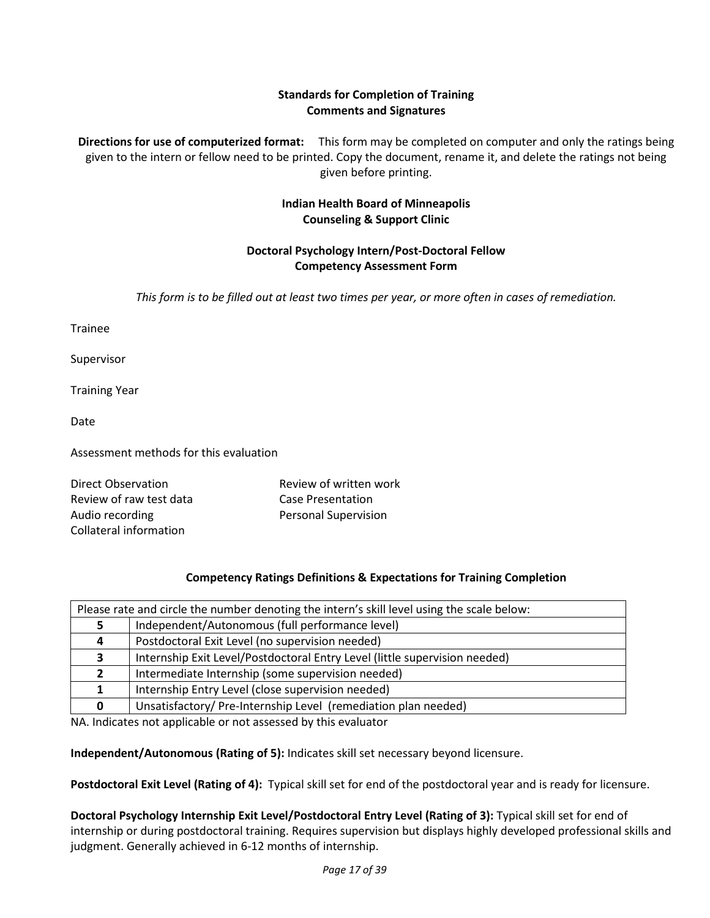**Standards for Completion of Training**
**Comments and Signatures**

**Directions for use of computerized format:** This form may be completed on computer and only the ratings being given to the intern or fellow need to be printed. Copy the document, rename it, and delete the ratings not being given before printing.

**Indian Health Board of Minneapolis**
**Counseling & Support Clinic**

**Doctoral Psychology Intern/Post-Doctoral Fellow**
**Competency Assessment Form**

*This form is to be filled out at least two times per year, or more often in cases of remediation.*

Trainee

Supervisor

Training Year

Date

Assessment methods for this evaluation

Direct Observation
Review of raw test data
Audio recording
Collateral information
Review of written work
Case Presentation
Personal Supervision

**Competency Ratings Definitions & Expectations for Training Completion**

| Please rate and circle the number denoting the intern's skill level using the scale below: | |
|---|---|
| **5** | Independent/Autonomous (full performance level) |
| **4** | Postdoctoral Exit Level (no supervision needed) |
| **3** | Internship Exit Level/Postdoctoral Entry Level (little supervision needed) |
| **2** | Intermediate Internship (some supervision needed) |
| **1** | Internship Entry Level (close supervision needed) |
| **0** | Unsatisfactory/ Pre-Internship Level (remediation plan needed) |

NA. Indicates not applicable or not assessed by this evaluator

**Independent/Autonomous (Rating of 5):** Indicates skill set necessary beyond licensure.

**Postdoctoral Exit Level (Rating of 4):** Typical skill set for end of the postdoctoral year and is ready for licensure.

**Doctoral Psychology Internship Exit Level/Postdoctoral Entry Level (Rating of 3):** Typical skill set for end of internship or during postdoctoral training. Requires supervision but displays highly developed professional skills and judgment. Generally achieved in 6-12 months of internship.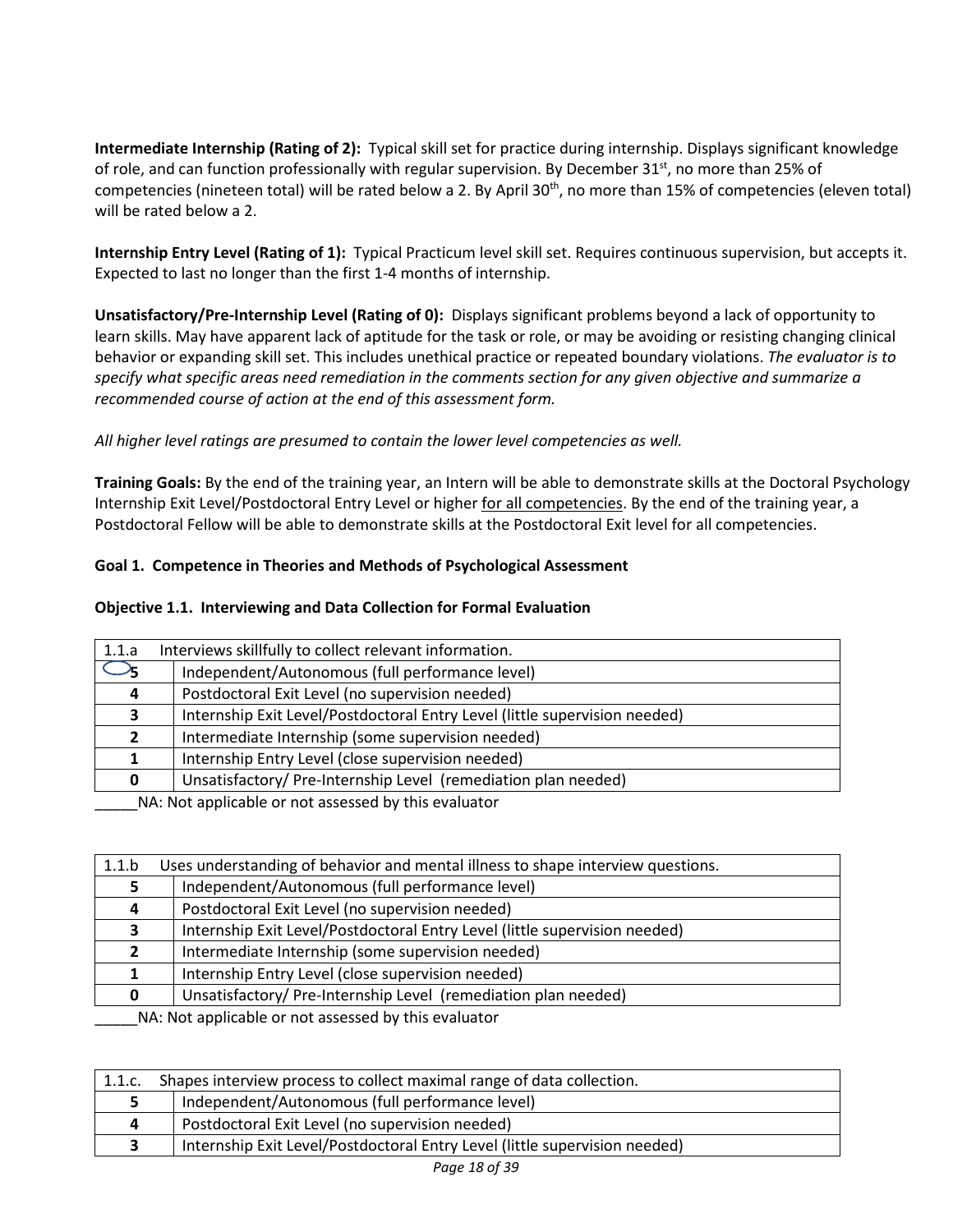**Intermediate Internship (Rating of 2):** Typical skill set for practice during internship. Displays significant knowledge of role, and can function professionally with regular supervision. By December 31st, no more than 25% of competencies (nineteen total) will be rated below a 2. By April 30th, no more than 15% of competencies (eleven total) will be rated below a 2.

**Internship Entry Level (Rating of 1):** Typical Practicum level skill set. Requires continuous supervision, but accepts it. Expected to last no longer than the first 1-4 months of internship.

**Unsatisfactory/Pre-Internship Level (Rating of 0):** Displays significant problems beyond a lack of opportunity to learn skills. May have apparent lack of aptitude for the task or role, or may be avoiding or resisting changing clinical behavior or expanding skill set. This includes unethical practice or repeated boundary violations. *The evaluator is to specify what specific areas need remediation in the comments section for any given objective and summarize a recommended course of action at the end of this assessment form.*

*All higher level ratings are presumed to contain the lower level competencies as well.*

**Training Goals:** By the end of the training year, an Intern will be able to demonstrate skills at the Doctoral Psychology Internship Exit Level/Postdoctoral Entry Level or higher for all competencies. By the end of the training year, a Postdoctoral Fellow will be able to demonstrate skills at the Postdoctoral Exit level for all competencies.

**Goal 1. Competence in Theories and Methods of Psychological Assessment**

**Objective 1.1. Interviewing and Data Collection for Formal Evaluation**

| 1.1.a | Interviews skillfully to collect relevant information. |
|---|---|
| **5** | Independent/Autonomous (full performance level) |
| **4** | Postdoctoral Exit Level (no supervision needed) |
| **3** | Internship Exit Level/Postdoctoral Entry Level (little supervision needed) |
| **2** | Intermediate Internship (some supervision needed) |
| **1** | Internship Entry Level (close supervision needed) |
| **0** | Unsatisfactory/ Pre-Internship Level (remediation plan needed) |

_____NA: Not applicable or not assessed by this evaluator

| 1.1.b | Uses understanding of behavior and mental illness to shape interview questions. |
|---|---|
| **5** | Independent/Autonomous (full performance level) |
| **4** | Postdoctoral Exit Level (no supervision needed) |
| **3** | Internship Exit Level/Postdoctoral Entry Level (little supervision needed) |
| **2** | Intermediate Internship (some supervision needed) |
| **1** | Internship Entry Level (close supervision needed) |
| **0** | Unsatisfactory/ Pre-Internship Level (remediation plan needed) |

_____NA: Not applicable or not assessed by this evaluator

| 1.1.c. | Shapes interview process to collect maximal range of data collection. |
|---|---|
| **5** | Independent/Autonomous (full performance level) |
| **4** | Postdoctoral Exit Level (no supervision needed) |
| **3** | Internship Exit Level/Postdoctoral Entry Level (little supervision needed) |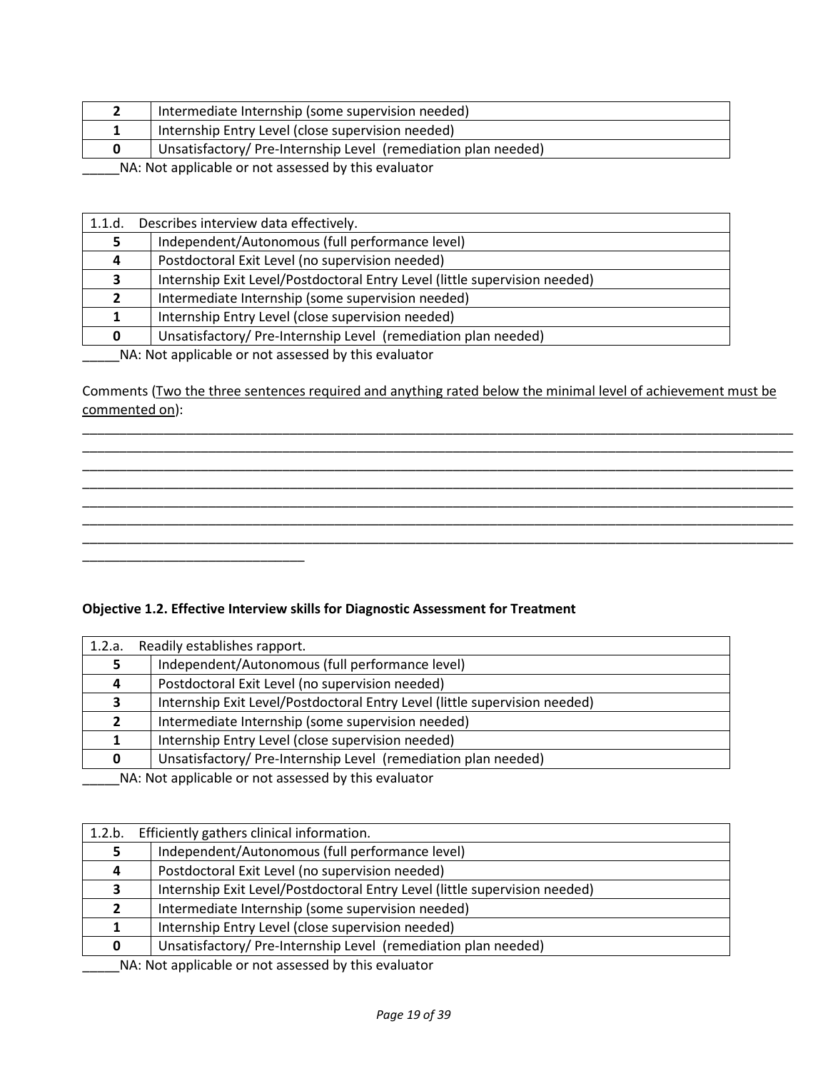| | |
|---|---|
| **2** | Intermediate Internship (some supervision needed) |
| **1** | Internship Entry Level (close supervision needed) |
| **0** | Unsatisfactory/ Pre-Internship Level (remediation plan needed) |

_____NA: Not applicable or not assessed by this evaluator

| 1.1.d. | Describes interview data effectively. |
|---|---|
| **5** | Independent/Autonomous (full performance level) |
| **4** | Postdoctoral Exit Level (no supervision needed) |
| **3** | Internship Exit Level/Postdoctoral Entry Level (little supervision needed) |
| **2** | Intermediate Internship (some supervision needed) |
| **1** | Internship Entry Level (close supervision needed) |
| **0** | Unsatisfactory/ Pre-Internship Level (remediation plan needed) |

_____NA: Not applicable or not assessed by this evaluator

Comments (Two the three sentences required and anything rated below the minimal level of achievement must be commented on):

____________________________________________________________________________________________________
____________________________________________________________________________________________________
____________________________________________________________________________________________________
____________________________________________________________________________________________________
____________________________________________________________________________________________________
____________________________________________________________________________________________________
____________________________________________________________________________________________________
______________________________

**Objective 1.2. Effective Interview skills for Diagnostic Assessment for Treatment**

| 1.2.a. | Readily establishes rapport. |
|---|---|
| **5** | Independent/Autonomous (full performance level) |
| **4** | Postdoctoral Exit Level (no supervision needed) |
| **3** | Internship Exit Level/Postdoctoral Entry Level (little supervision needed) |
| **2** | Intermediate Internship (some supervision needed) |
| **1** | Internship Entry Level (close supervision needed) |
| **0** | Unsatisfactory/ Pre-Internship Level (remediation plan needed) |

_____NA: Not applicable or not assessed by this evaluator

| 1.2.b. | Efficiently gathers clinical information. |
|---|---|
| **5** | Independent/Autonomous (full performance level) |
| **4** | Postdoctoral Exit Level (no supervision needed) |
| **3** | Internship Exit Level/Postdoctoral Entry Level (little supervision needed) |
| **2** | Intermediate Internship (some supervision needed) |
| **1** | Internship Entry Level (close supervision needed) |
| **0** | Unsatisfactory/ Pre-Internship Level (remediation plan needed) |

_____NA: Not applicable or not assessed by this evaluator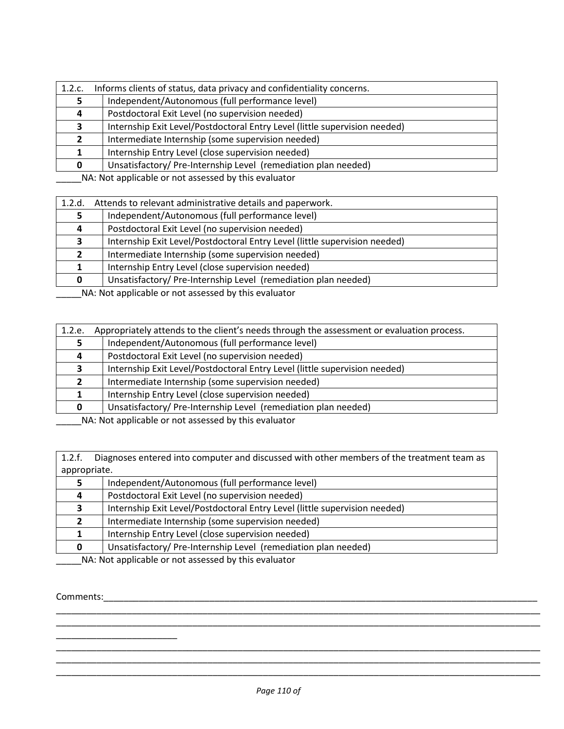| 1.2.c. Informs clients of status, data privacy and confidentiality concerns. | |
|---|---|
| **5** | Independent/Autonomous (full performance level) |
| **4** | Postdoctoral Exit Level (no supervision needed) |
| **3** | Internship Exit Level/Postdoctoral Entry Level (little supervision needed) |
| **2** | Intermediate Internship (some supervision needed) |
| **1** | Internship Entry Level (close supervision needed) |
| **0** | Unsatisfactory/ Pre-Internship Level (remediation plan needed) |

_____NA: Not applicable or not assessed by this evaluator

| 1.2.d. Attends to relevant administrative details and paperwork. | |
|---|---|
| **5** | Independent/Autonomous (full performance level) |
| **4** | Postdoctoral Exit Level (no supervision needed) |
| **3** | Internship Exit Level/Postdoctoral Entry Level (little supervision needed) |
| **2** | Intermediate Internship (some supervision needed) |
| **1** | Internship Entry Level (close supervision needed) |
| **0** | Unsatisfactory/ Pre-Internship Level (remediation plan needed) |

_____NA: Not applicable or not assessed by this evaluator

| 1.2.e. Appropriately attends to the client's needs through the assessment or evaluation process. | |
|---|---|
| **5** | Independent/Autonomous (full performance level) |
| **4** | Postdoctoral Exit Level (no supervision needed) |
| **3** | Internship Exit Level/Postdoctoral Entry Level (little supervision needed) |
| **2** | Intermediate Internship (some supervision needed) |
| **1** | Internship Entry Level (close supervision needed) |
| **0** | Unsatisfactory/ Pre-Internship Level (remediation plan needed) |

_____NA: Not applicable or not assessed by this evaluator

| 1.2.f. Diagnoses entered into computer and discussed with other members of the treatment team as appropriate. | |
|---|---|
| **5** | Independent/Autonomous (full performance level) |
| **4** | Postdoctoral Exit Level (no supervision needed) |
| **3** | Internship Exit Level/Postdoctoral Entry Level (little supervision needed) |
| **2** | Intermediate Internship (some supervision needed) |
| **1** | Internship Entry Level (close supervision needed) |
| **0** | Unsatisfactory/ Pre-Internship Level (remediation plan needed) |

_____NA: Not applicable or not assessed by this evaluator

Comments:_____________________________________________________________________________________
_____________________________________________________________________________________________
_____________________________________________________________________________________________
_________________________
_____________________________________________________________________________________________
_____________________________________________________________________________________________
_____________________________________________________________________________________________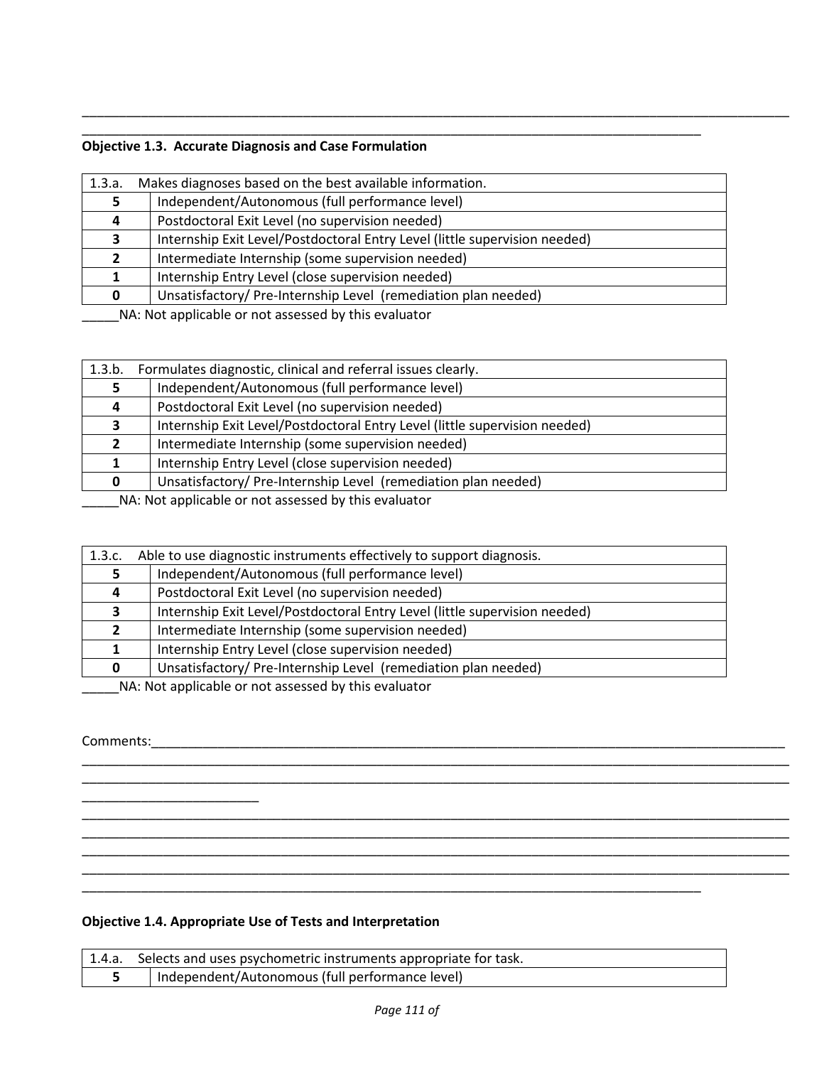___________________________________________________________________________________________________

_________________________________________________________________________________________

**Objective 1.3. Accurate Diagnosis and Case Formulation**

| 1.3.a. | Makes diagnoses based on the best available information. |
|---|---|
| **5** | Independent/Autonomous (full performance level) |
| **4** | Postdoctoral Exit Level (no supervision needed) |
| **3** | Internship Exit Level/Postdoctoral Entry Level (little supervision needed) |
| **2** | Intermediate Internship (some supervision needed) |
| **1** | Internship Entry Level (close supervision needed) |
| **0** | Unsatisfactory/ Pre-Internship Level (remediation plan needed) |

_____NA: Not applicable or not assessed by this evaluator

| 1.3.b. | Formulates diagnostic, clinical and referral issues clearly. |
|---|---|
| **5** | Independent/Autonomous (full performance level) |
| **4** | Postdoctoral Exit Level (no supervision needed) |
| **3** | Internship Exit Level/Postdoctoral Entry Level (little supervision needed) |
| **2** | Intermediate Internship (some supervision needed) |
| **1** | Internship Entry Level (close supervision needed) |
| **0** | Unsatisfactory/ Pre-Internship Level (remediation plan needed) |

_____NA: Not applicable or not assessed by this evaluator

| 1.3.c. | Able to use diagnostic instruments effectively to support diagnosis. |
|---|---|
| **5** | Independent/Autonomous (full performance level) |
| **4** | Postdoctoral Exit Level (no supervision needed) |
| **3** | Internship Exit Level/Postdoctoral Entry Level (little supervision needed) |
| **2** | Intermediate Internship (some supervision needed) |
| **1** | Internship Entry Level (close supervision needed) |
| **0** | Unsatisfactory/ Pre-Internship Level (remediation plan needed) |

_____NA: Not applicable or not assessed by this evaluator

Comments:_____________________________________________________________________________________________
___________________________________________________________________________________________________
___________________________________________________________________________________________________
________________________
___________________________________________________________________________________________________
___________________________________________________________________________________________________
___________________________________________________________________________________________________
___________________________________________________________________________________________________
_________________________________________________________________________________________

**Objective 1.4. Appropriate Use of Tests and Interpretation**

| 1.4.a. | Selects and uses psychometric instruments appropriate for task. |
|---|---|
| **5** | Independent/Autonomous (full performance level) |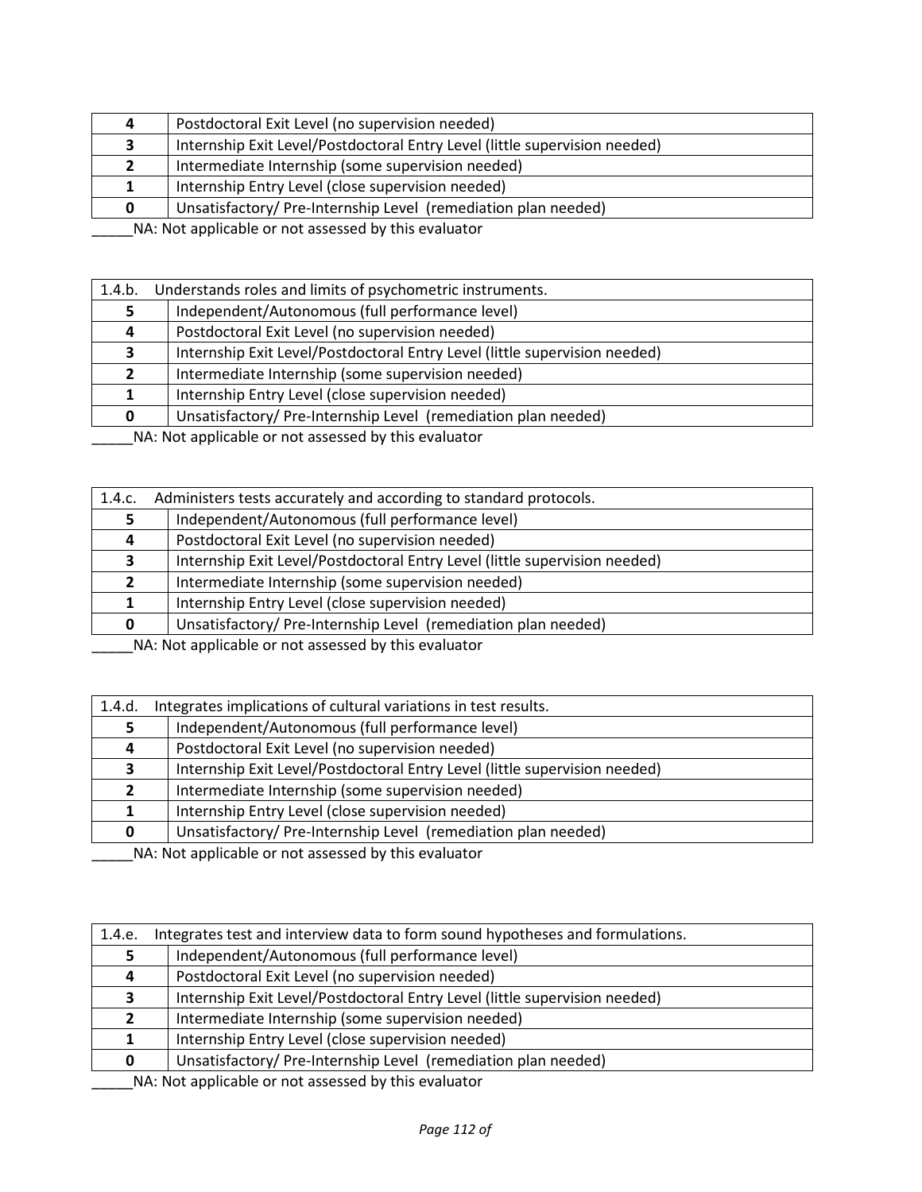| | |
|---|---|
| **4** | Postdoctoral Exit Level (no supervision needed) |
| **3** | Internship Exit Level/Postdoctoral Entry Level (little supervision needed) |
| **2** | Intermediate Internship (some supervision needed) |
| **1** | Internship Entry Level (close supervision needed) |
| **0** | Unsatisfactory/ Pre-Internship Level (remediation plan needed) |

_____NA: Not applicable or not assessed by this evaluator

| 1.4.b. | Understands roles and limits of psychometric instruments. |
|---|---|
| **5** | Independent/Autonomous (full performance level) |
| **4** | Postdoctoral Exit Level (no supervision needed) |
| **3** | Internship Exit Level/Postdoctoral Entry Level (little supervision needed) |
| **2** | Intermediate Internship (some supervision needed) |
| **1** | Internship Entry Level (close supervision needed) |
| **0** | Unsatisfactory/ Pre-Internship Level (remediation plan needed) |

_____NA: Not applicable or not assessed by this evaluator

| 1.4.c. | Administers tests accurately and according to standard protocols. |
|---|---|
| **5** | Independent/Autonomous (full performance level) |
| **4** | Postdoctoral Exit Level (no supervision needed) |
| **3** | Internship Exit Level/Postdoctoral Entry Level (little supervision needed) |
| **2** | Intermediate Internship (some supervision needed) |
| **1** | Internship Entry Level (close supervision needed) |
| **0** | Unsatisfactory/ Pre-Internship Level (remediation plan needed) |

_____NA: Not applicable or not assessed by this evaluator

| 1.4.d. | Integrates implications of cultural variations in test results. |
|---|---|
| **5** | Independent/Autonomous (full performance level) |
| **4** | Postdoctoral Exit Level (no supervision needed) |
| **3** | Internship Exit Level/Postdoctoral Entry Level (little supervision needed) |
| **2** | Intermediate Internship (some supervision needed) |
| **1** | Internship Entry Level (close supervision needed) |
| **0** | Unsatisfactory/ Pre-Internship Level (remediation plan needed) |

_____NA: Not applicable or not assessed by this evaluator

| 1.4.e. | Integrates test and interview data to form sound hypotheses and formulations. |
|---|---|
| **5** | Independent/Autonomous (full performance level) |
| **4** | Postdoctoral Exit Level (no supervision needed) |
| **3** | Internship Exit Level/Postdoctoral Entry Level (little supervision needed) |
| **2** | Intermediate Internship (some supervision needed) |
| **1** | Internship Entry Level (close supervision needed) |
| **0** | Unsatisfactory/ Pre-Internship Level (remediation plan needed) |

_____NA: Not applicable or not assessed by this evaluator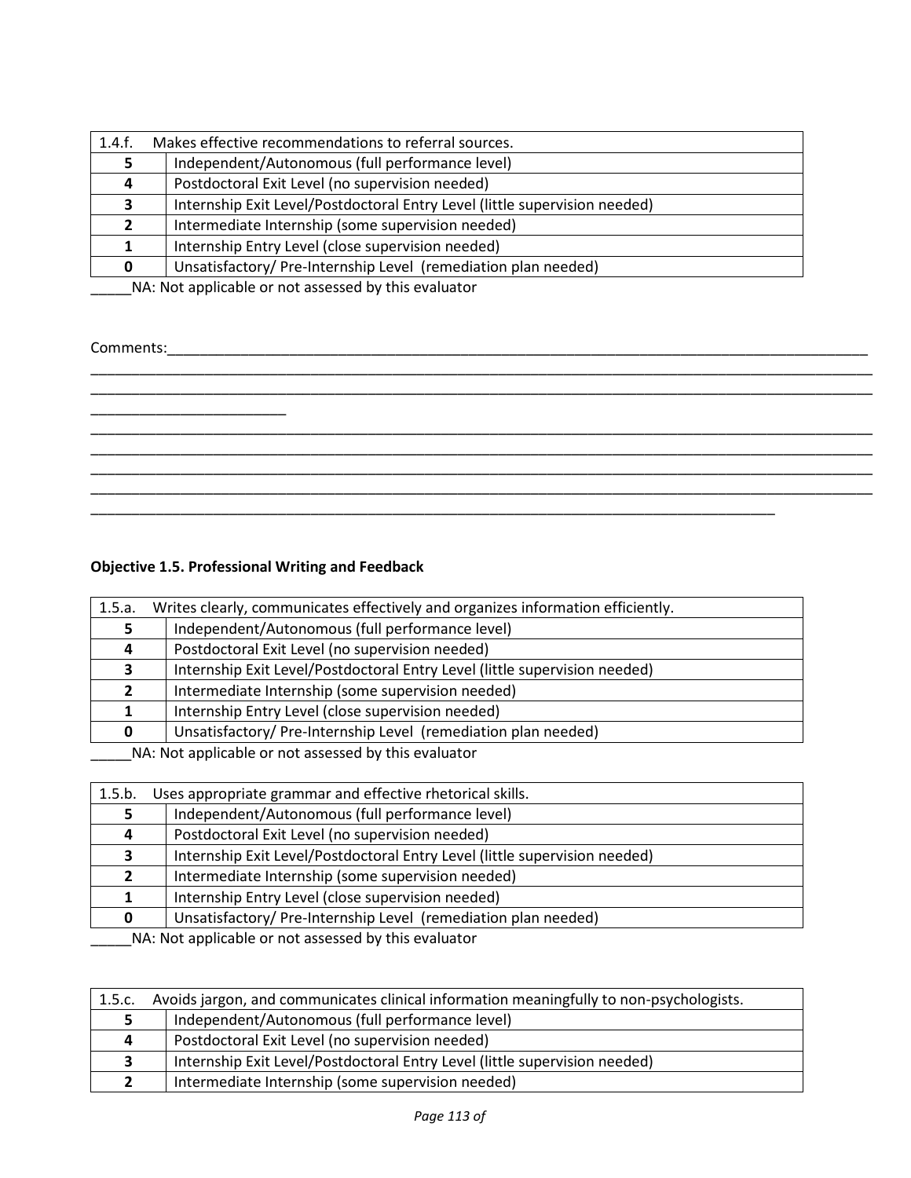| 1.4.f. | Makes effective recommendations to referral sources. |
|---|---|
| **5** | Independent/Autonomous (full performance level) |
| **4** | Postdoctoral Exit Level (no supervision needed) |
| **3** | Internship Exit Level/Postdoctoral Entry Level (little supervision needed) |
| **2** | Intermediate Internship (some supervision needed) |
| **1** | Internship Entry Level (close supervision needed) |
| **0** | Unsatisfactory/ Pre-Internship Level (remediation plan needed) |

_____NA: Not applicable or not assessed by this evaluator

Comments:_______________________________________________________________________________________
_____________________________________________________________________________________________________
_____________________________________________________________________________________________________
________________________
_____________________________________________________________________________________________________
_____________________________________________________________________________________________________
_____________________________________________________________________________________________________
_____________________________________________________________________________________________________
_______________________________________________________________________________________

**Objective 1.5. Professional Writing and Feedback**

| 1.5.a. | Writes clearly, communicates effectively and organizes information efficiently. |
|---|---|
| **5** | Independent/Autonomous (full performance level) |
| **4** | Postdoctoral Exit Level (no supervision needed) |
| **3** | Internship Exit Level/Postdoctoral Entry Level (little supervision needed) |
| **2** | Intermediate Internship (some supervision needed) |
| **1** | Internship Entry Level (close supervision needed) |
| **0** | Unsatisfactory/ Pre-Internship Level (remediation plan needed) |

_____NA: Not applicable or not assessed by this evaluator

| 1.5.b. | Uses appropriate grammar and effective rhetorical skills. |
|---|---|
| **5** | Independent/Autonomous (full performance level) |
| **4** | Postdoctoral Exit Level (no supervision needed) |
| **3** | Internship Exit Level/Postdoctoral Entry Level (little supervision needed) |
| **2** | Intermediate Internship (some supervision needed) |
| **1** | Internship Entry Level (close supervision needed) |
| **0** | Unsatisfactory/ Pre-Internship Level (remediation plan needed) |

_____NA: Not applicable or not assessed by this evaluator

| 1.5.c. | Avoids jargon, and communicates clinical information meaningfully to non-psychologists. |
|---|---|
| **5** | Independent/Autonomous (full performance level) |
| **4** | Postdoctoral Exit Level (no supervision needed) |
| **3** | Internship Exit Level/Postdoctoral Entry Level (little supervision needed) |
| **2** | Intermediate Internship (some supervision needed) |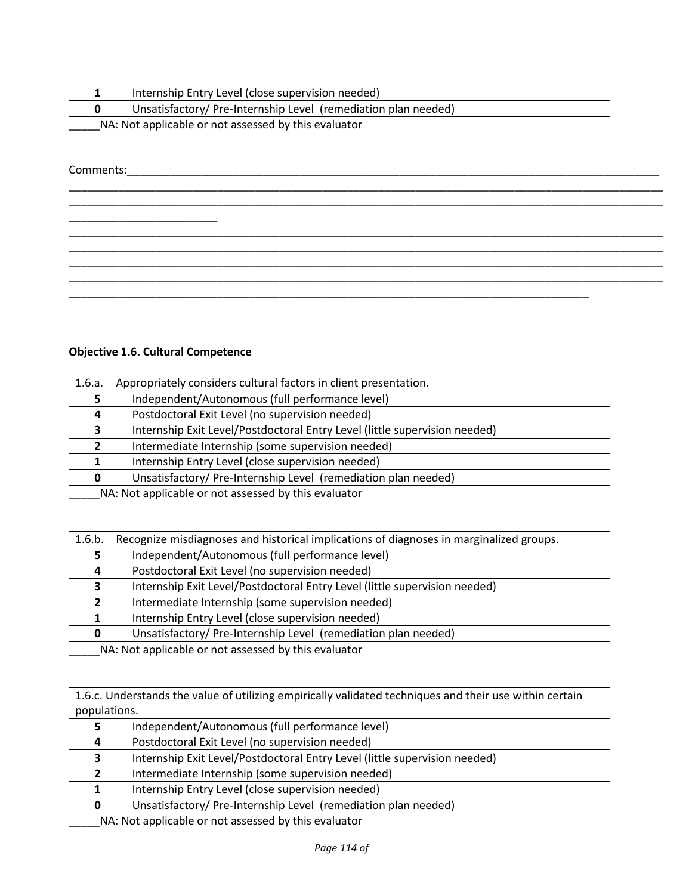| | |
|---|---|
| **1** | Internship Entry Level (close supervision needed) |
| **0** | Unsatisfactory/ Pre-Internship Level (remediation plan needed) |

_____NA: Not applicable or not assessed by this evaluator

Comments:___________________________________________________________________________________________
_____________________________________________________________________________________________________
_____________________________________________________________________________________________________
________________________
_____________________________________________________________________________________________________
_____________________________________________________________________________________________________
_____________________________________________________________________________________________________
_____________________________________________________________________________________________________
____________________________________________________________________________________

**Objective 1.6. Cultural Competence**

| 1.6.a. Appropriately considers cultural factors in client presentation. | |
|---|---|
| **5** | Independent/Autonomous (full performance level) |
| **4** | Postdoctoral Exit Level (no supervision needed) |
| **3** | Internship Exit Level/Postdoctoral Entry Level (little supervision needed) |
| **2** | Intermediate Internship (some supervision needed) |
| **1** | Internship Entry Level (close supervision needed) |
| **0** | Unsatisfactory/ Pre-Internship Level (remediation plan needed) |

_____NA: Not applicable or not assessed by this evaluator

| 1.6.b. Recognize misdiagnoses and historical implications of diagnoses in marginalized groups. | |
|---|---|
| **5** | Independent/Autonomous (full performance level) |
| **4** | Postdoctoral Exit Level (no supervision needed) |
| **3** | Internship Exit Level/Postdoctoral Entry Level (little supervision needed) |
| **2** | Intermediate Internship (some supervision needed) |
| **1** | Internship Entry Level (close supervision needed) |
| **0** | Unsatisfactory/ Pre-Internship Level (remediation plan needed) |

_____NA: Not applicable or not assessed by this evaluator

| 1.6.c. Understands the value of utilizing empirically validated techniques and their use within certain populations. | |
|---|---|
| **5** | Independent/Autonomous (full performance level) |
| **4** | Postdoctoral Exit Level (no supervision needed) |
| **3** | Internship Exit Level/Postdoctoral Entry Level (little supervision needed) |
| **2** | Intermediate Internship (some supervision needed) |
| **1** | Internship Entry Level (close supervision needed) |
| **0** | Unsatisfactory/ Pre-Internship Level (remediation plan needed) |

_____NA: Not applicable or not assessed by this evaluator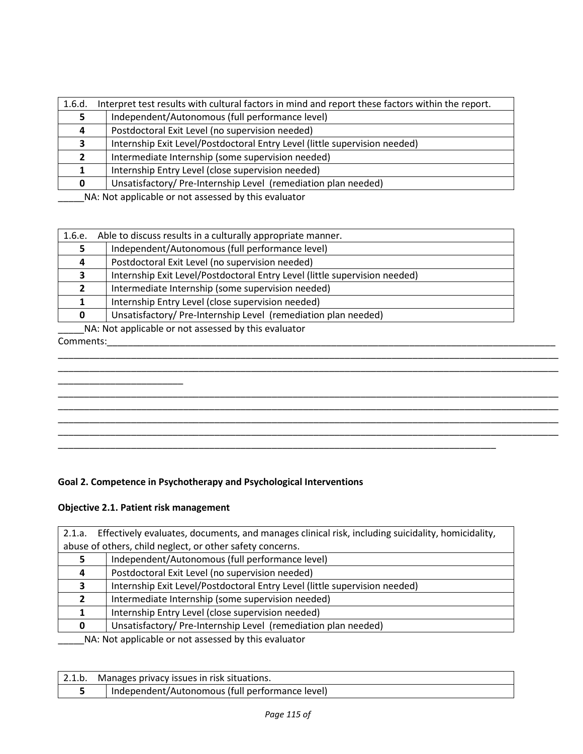| 1.6.d. Interpret test results with cultural factors in mind and report these factors within the report. | |
|---|---|
| 5 | Independent/Autonomous (full performance level) |
| 4 | Postdoctoral Exit Level (no supervision needed) |
| 3 | Internship Exit Level/Postdoctoral Entry Level (little supervision needed) |
| 2 | Intermediate Internship (some supervision needed) |
| 1 | Internship Entry Level (close supervision needed) |
| 0 | Unsatisfactory/ Pre-Internship Level (remediation plan needed) |

_____NA: Not applicable or not assessed by this evaluator

| 1.6.e. Able to discuss results in a culturally appropriate manner. | |
|---|---|
| 5 | Independent/Autonomous (full performance level) |
| 4 | Postdoctoral Exit Level (no supervision needed) |
| 3 | Internship Exit Level/Postdoctoral Entry Level (little supervision needed) |
| 2 | Intermediate Internship (some supervision needed) |
| 1 | Internship Entry Level (close supervision needed) |
| 0 | Unsatisfactory/ Pre-Internship Level (remediation plan needed) |

_____NA: Not applicable or not assessed by this evaluator

Comments:___________________________________________________________________________________________
_____________________________________________________________________________________________________
_____________________________________________________________________________________________________
________________________
_____________________________________________________________________________________________________
_____________________________________________________________________________________________________
_____________________________________________________________________________________________________
_____________________________________________________________________________________________________
_________________________________________________________________________________________

**Goal 2. Competence in Psychotherapy and Psychological Interventions**

**Objective 2.1. Patient risk management**

| 2.1.a. Effectively evaluates, documents, and manages clinical risk, including suicidality, homicidality, abuse of others, child neglect, or other safety concerns. | |
|---|---|
| 5 | Independent/Autonomous (full performance level) |
| 4 | Postdoctoral Exit Level (no supervision needed) |
| 3 | Internship Exit Level/Postdoctoral Entry Level (little supervision needed) |
| 2 | Intermediate Internship (some supervision needed) |
| 1 | Internship Entry Level (close supervision needed) |
| 0 | Unsatisfactory/ Pre-Internship Level (remediation plan needed) |

_____NA: Not applicable or not assessed by this evaluator

| 2.1.b. Manages privacy issues in risk situations. | |
|---|---|
| 5 | Independent/Autonomous (full performance level) |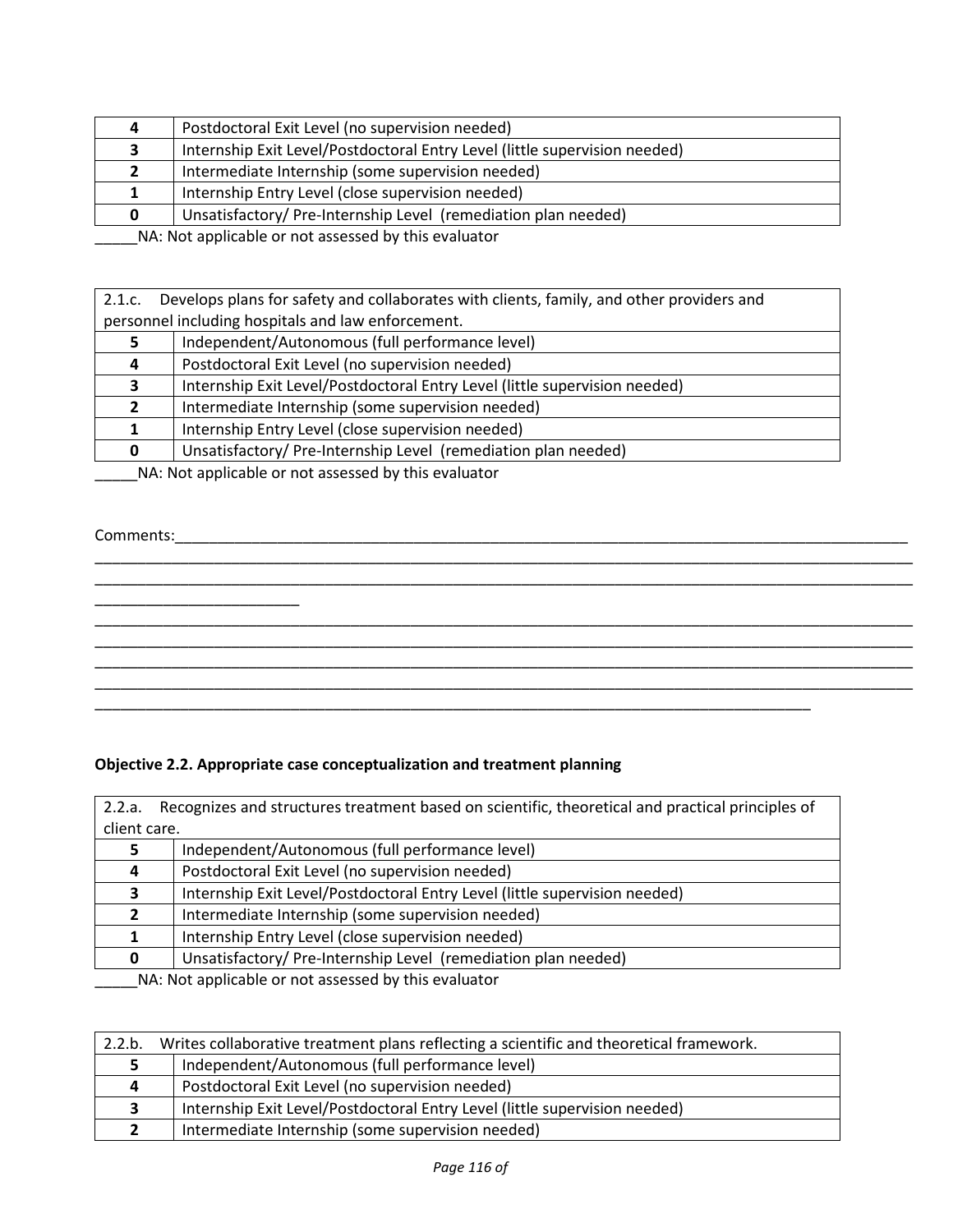| | |
|---|---|
| 4 | Postdoctoral Exit Level (no supervision needed) |
| 3 | Internship Exit Level/Postdoctoral Entry Level (little supervision needed) |
| 2 | Intermediate Internship (some supervision needed) |
| 1 | Internship Entry Level (close supervision needed) |
| 0 | Unsatisfactory/ Pre-Internship Level (remediation plan needed) |

_____NA: Not applicable or not assessed by this evaluator

| 2.1.c. Develops plans for safety and collaborates with clients, family, and other providers and personnel including hospitals and law enforcement. | |
|---|---|
| 5 | Independent/Autonomous (full performance level) |
| 4 | Postdoctoral Exit Level (no supervision needed) |
| 3 | Internship Exit Level/Postdoctoral Entry Level (little supervision needed) |
| 2 | Intermediate Internship (some supervision needed) |
| 1 | Internship Entry Level (close supervision needed) |
| 0 | Unsatisfactory/ Pre-Internship Level (remediation plan needed) |

_____NA: Not applicable or not assessed by this evaluator

Comments:_____________________________________________________________________________________________
_____________________________________________________________________________________________________
_____________________________________________________________________________________________________
_________________________
_____________________________________________________________________________________________________
_____________________________________________________________________________________________________
_____________________________________________________________________________________________________
_____________________________________________________________________________________________________
_________________________________________________________________________________________

**Objective 2.2. Appropriate case conceptualization and treatment planning**

| 2.2.a. Recognizes and structures treatment based on scientific, theoretical and practical principles of client care. | |
|---|---|
| 5 | Independent/Autonomous (full performance level) |
| 4 | Postdoctoral Exit Level (no supervision needed) |
| 3 | Internship Exit Level/Postdoctoral Entry Level (little supervision needed) |
| 2 | Intermediate Internship (some supervision needed) |
| 1 | Internship Entry Level (close supervision needed) |
| 0 | Unsatisfactory/ Pre-Internship Level (remediation plan needed) |

_____NA: Not applicable or not assessed by this evaluator

| 2.2.b. Writes collaborative treatment plans reflecting a scientific and theoretical framework. | |
|---|---|
| 5 | Independent/Autonomous (full performance level) |
| 4 | Postdoctoral Exit Level (no supervision needed) |
| 3 | Internship Exit Level/Postdoctoral Entry Level (little supervision needed) |
| 2 | Intermediate Internship (some supervision needed) |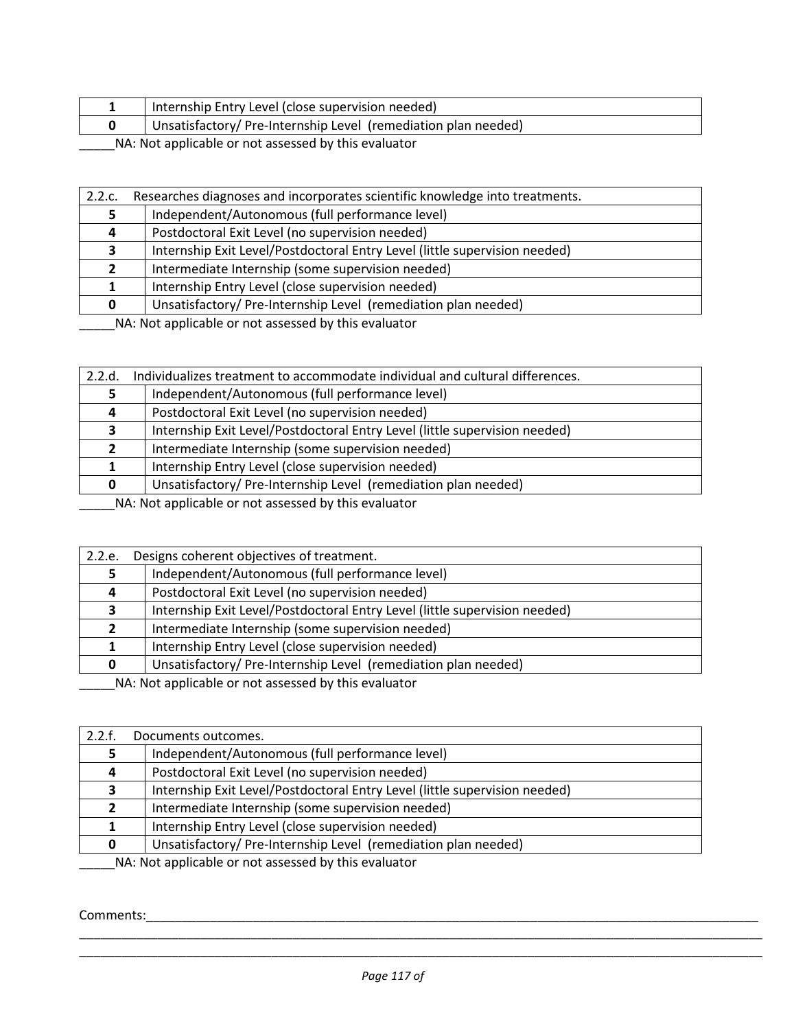| | |
|---|---|
| **1** | Internship Entry Level (close supervision needed) |
| **0** | Unsatisfactory/ Pre-Internship Level (remediation plan needed) |

_____NA: Not applicable or not assessed by this evaluator

| 2.2.c. Researches diagnoses and incorporates scientific knowledge into treatments. | |
|---|---|
| **5** | Independent/Autonomous (full performance level) |
| **4** | Postdoctoral Exit Level (no supervision needed) |
| **3** | Internship Exit Level/Postdoctoral Entry Level (little supervision needed) |
| **2** | Intermediate Internship (some supervision needed) |
| **1** | Internship Entry Level (close supervision needed) |
| **0** | Unsatisfactory/ Pre-Internship Level (remediation plan needed) |

_____NA: Not applicable or not assessed by this evaluator

| 2.2.d. Individualizes treatment to accommodate individual and cultural differences. | |
|---|---|
| **5** | Independent/Autonomous (full performance level) |
| **4** | Postdoctoral Exit Level (no supervision needed) |
| **3** | Internship Exit Level/Postdoctoral Entry Level (little supervision needed) |
| **2** | Intermediate Internship (some supervision needed) |
| **1** | Internship Entry Level (close supervision needed) |
| **0** | Unsatisfactory/ Pre-Internship Level (remediation plan needed) |

_____NA: Not applicable or not assessed by this evaluator

| 2.2.e. Designs coherent objectives of treatment. | |
|---|---|
| **5** | Independent/Autonomous (full performance level) |
| **4** | Postdoctoral Exit Level (no supervision needed) |
| **3** | Internship Exit Level/Postdoctoral Entry Level (little supervision needed) |
| **2** | Intermediate Internship (some supervision needed) |
| **1** | Internship Entry Level (close supervision needed) |
| **0** | Unsatisfactory/ Pre-Internship Level (remediation plan needed) |

_____NA: Not applicable or not assessed by this evaluator

| 2.2.f. Documents outcomes. | |
|---|---|
| **5** | Independent/Autonomous (full performance level) |
| **4** | Postdoctoral Exit Level (no supervision needed) |
| **3** | Internship Exit Level/Postdoctoral Entry Level (little supervision needed) |
| **2** | Intermediate Internship (some supervision needed) |
| **1** | Internship Entry Level (close supervision needed) |
| **0** | Unsatisfactory/ Pre-Internship Level (remediation plan needed) |

_____NA: Not applicable or not assessed by this evaluator

Comments:_____________________________________________________________________________________
______________________________________________________________________________________________
______________________________________________________________________________________________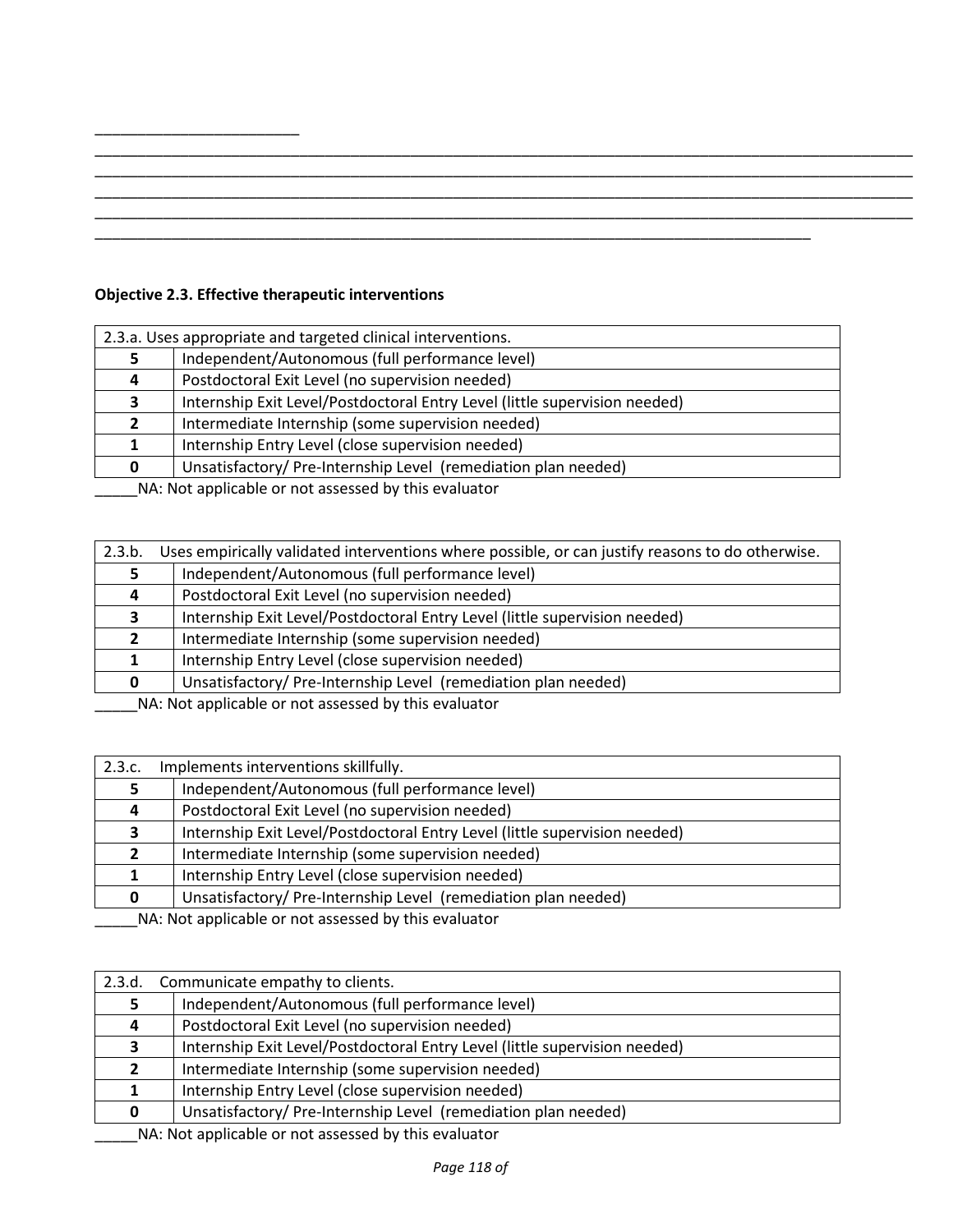________________________

_____________________________________________________________________________________________
_____________________________________________________________________________________________
_____________________________________________________________________________________________
_____________________________________________________________________________________________
_________________________________________________________________________________

**Objective 2.3. Effective therapeutic interventions**

| 2.3.a. Uses appropriate and targeted clinical interventions. | |
|---|---|
| **5** | Independent/Autonomous (full performance level) |
| **4** | Postdoctoral Exit Level (no supervision needed) |
| **3** | Internship Exit Level/Postdoctoral Entry Level (little supervision needed) |
| **2** | Intermediate Internship (some supervision needed) |
| **1** | Internship Entry Level (close supervision needed) |
| **0** | Unsatisfactory/ Pre-Internship Level (remediation plan needed) |

_____NA: Not applicable or not assessed by this evaluator

| 2.3.b. Uses empirically validated interventions where possible, or can justify reasons to do otherwise. | |
|---|---|
| **5** | Independent/Autonomous (full performance level) |
| **4** | Postdoctoral Exit Level (no supervision needed) |
| **3** | Internship Exit Level/Postdoctoral Entry Level (little supervision needed) |
| **2** | Intermediate Internship (some supervision needed) |
| **1** | Internship Entry Level (close supervision needed) |
| **0** | Unsatisfactory/ Pre-Internship Level (remediation plan needed) |

_____NA: Not applicable or not assessed by this evaluator

| 2.3.c. Implements interventions skillfully. | |
|---|---|
| **5** | Independent/Autonomous (full performance level) |
| **4** | Postdoctoral Exit Level (no supervision needed) |
| **3** | Internship Exit Level/Postdoctoral Entry Level (little supervision needed) |
| **2** | Intermediate Internship (some supervision needed) |
| **1** | Internship Entry Level (close supervision needed) |
| **0** | Unsatisfactory/ Pre-Internship Level (remediation plan needed) |

_____NA: Not applicable or not assessed by this evaluator

| 2.3.d. Communicate empathy to clients. | |
|---|---|
| **5** | Independent/Autonomous (full performance level) |
| **4** | Postdoctoral Exit Level (no supervision needed) |
| **3** | Internship Exit Level/Postdoctoral Entry Level (little supervision needed) |
| **2** | Intermediate Internship (some supervision needed) |
| **1** | Internship Entry Level (close supervision needed) |
| **0** | Unsatisfactory/ Pre-Internship Level (remediation plan needed) |

_____NA: Not applicable or not assessed by this evaluator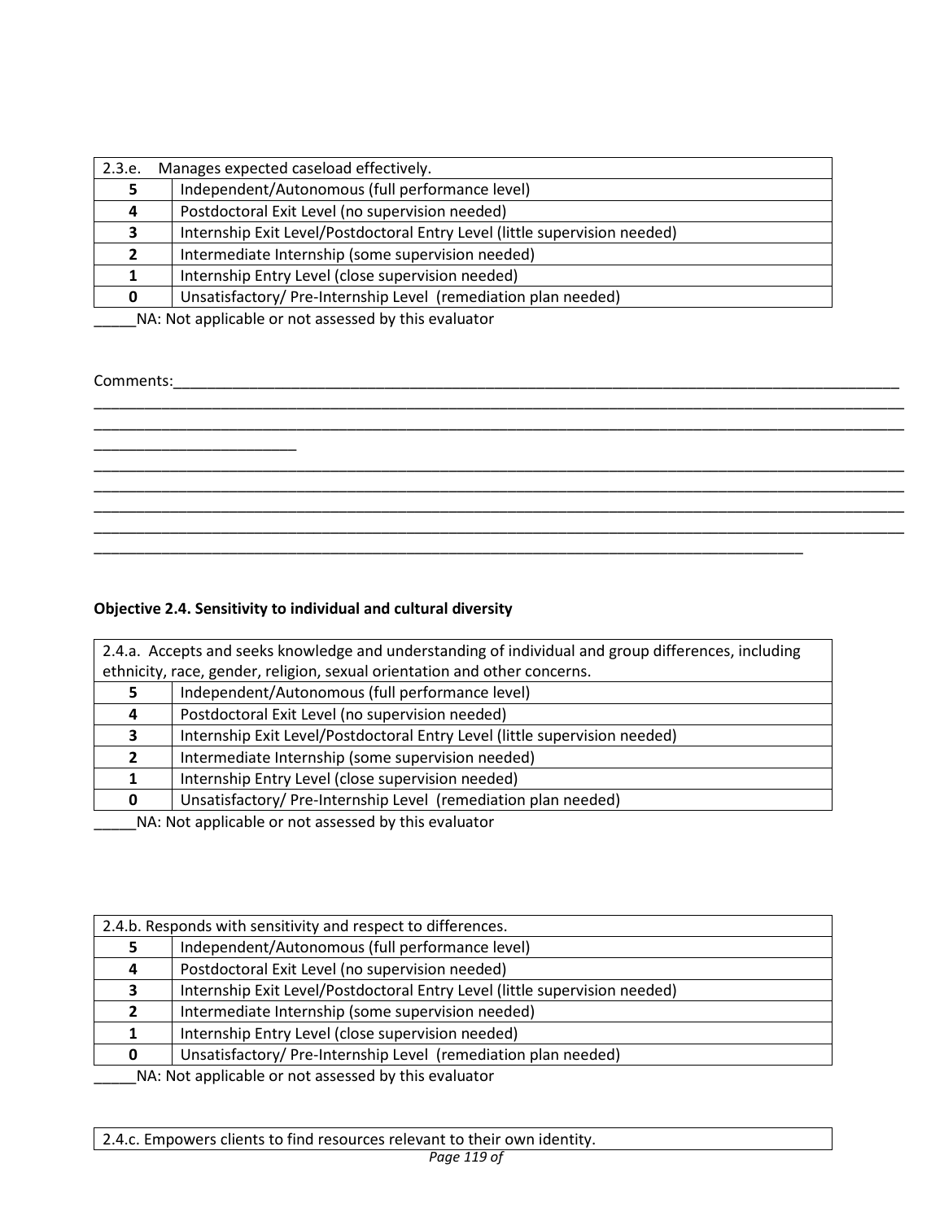| 2.3.e. Manages expected caseload effectively. | |
|---|---|
| **5** | Independent/Autonomous (full performance level) |
| **4** | Postdoctoral Exit Level (no supervision needed) |
| **3** | Internship Exit Level/Postdoctoral Entry Level (little supervision needed) |
| **2** | Intermediate Internship (some supervision needed) |
| **1** | Internship Entry Level (close supervision needed) |
| **0** | Unsatisfactory/ Pre-Internship Level (remediation plan needed) |

_____NA: Not applicable or not assessed by this evaluator

Comments:___________________________________________________________________________________________
_____________________________________________________________________________________________________
_____________________________________________________________________________________________________
_________________________
_____________________________________________________________________________________________________
_____________________________________________________________________________________________________
_____________________________________________________________________________________________________
_____________________________________________________________________________________________________
________________________________________________________________________________________

**Objective 2.4. Sensitivity to individual and cultural diversity**

| 2.4.a. Accepts and seeks knowledge and understanding of individual and group differences, including ethnicity, race, gender, religion, sexual orientation and other concerns. | |
|---|---|
| **5** | Independent/Autonomous (full performance level) |
| **4** | Postdoctoral Exit Level (no supervision needed) |
| **3** | Internship Exit Level/Postdoctoral Entry Level (little supervision needed) |
| **2** | Intermediate Internship (some supervision needed) |
| **1** | Internship Entry Level (close supervision needed) |
| **0** | Unsatisfactory/ Pre-Internship Level (remediation plan needed) |

_____NA: Not applicable or not assessed by this evaluator

| 2.4.b. Responds with sensitivity and respect to differences. | |
|---|---|
| **5** | Independent/Autonomous (full performance level) |
| **4** | Postdoctoral Exit Level (no supervision needed) |
| **3** | Internship Exit Level/Postdoctoral Entry Level (little supervision needed) |
| **2** | Intermediate Internship (some supervision needed) |
| **1** | Internship Entry Level (close supervision needed) |
| **0** | Unsatisfactory/ Pre-Internship Level (remediation plan needed) |

_____NA: Not applicable or not assessed by this evaluator

| 2.4.c. Empowers clients to find resources relevant to their own identity. |
|---|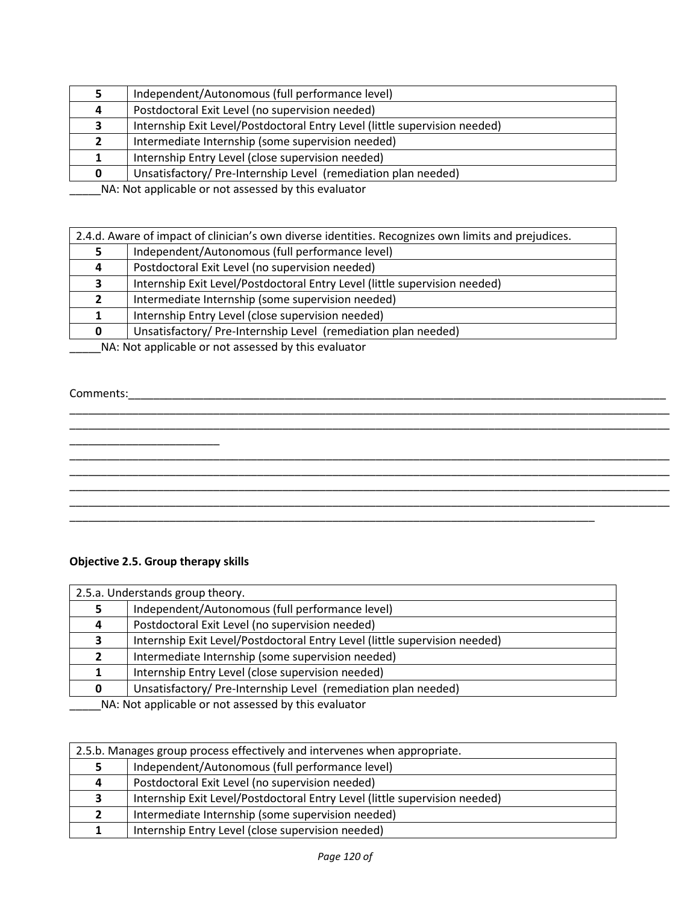| | |
|---|---|
| **5** | Independent/Autonomous (full performance level) |
| **4** | Postdoctoral Exit Level (no supervision needed) |
| **3** | Internship Exit Level/Postdoctoral Entry Level (little supervision needed) |
| **2** | Intermediate Internship (some supervision needed) |
| **1** | Internship Entry Level (close supervision needed) |
| **0** | Unsatisfactory/ Pre-Internship Level (remediation plan needed) |

_____NA: Not applicable or not assessed by this evaluator

| 2.4.d. Aware of impact of clinician's own diverse identities. Recognizes own limits and prejudices. | |
|---|---|
| **5** | Independent/Autonomous (full performance level) |
| **4** | Postdoctoral Exit Level (no supervision needed) |
| **3** | Internship Exit Level/Postdoctoral Entry Level (little supervision needed) |
| **2** | Intermediate Internship (some supervision needed) |
| **1** | Internship Entry Level (close supervision needed) |
| **0** | Unsatisfactory/ Pre-Internship Level (remediation plan needed) |

_____NA: Not applicable or not assessed by this evaluator

Comments:_____________________________________________________________________________________________
_____________________________________________________________________________________________________
_____________________________________________________________________________________________________
_________________________
_____________________________________________________________________________________________________
_____________________________________________________________________________________________________
_____________________________________________________________________________________________________
_____________________________________________________________________________________________________
_________________________________________________________________________________________

**Objective 2.5. Group therapy skills**

| 2.5.a. Understands group theory. | |
|---|---|
| **5** | Independent/Autonomous (full performance level) |
| **4** | Postdoctoral Exit Level (no supervision needed) |
| **3** | Internship Exit Level/Postdoctoral Entry Level (little supervision needed) |
| **2** | Intermediate Internship (some supervision needed) |
| **1** | Internship Entry Level (close supervision needed) |
| **0** | Unsatisfactory/ Pre-Internship Level (remediation plan needed) |

_____NA: Not applicable or not assessed by this evaluator

| 2.5.b. Manages group process effectively and intervenes when appropriate. | |
|---|---|
| **5** | Independent/Autonomous (full performance level) |
| **4** | Postdoctoral Exit Level (no supervision needed) |
| **3** | Internship Exit Level/Postdoctoral Entry Level (little supervision needed) |
| **2** | Intermediate Internship (some supervision needed) |
| **1** | Internship Entry Level (close supervision needed) |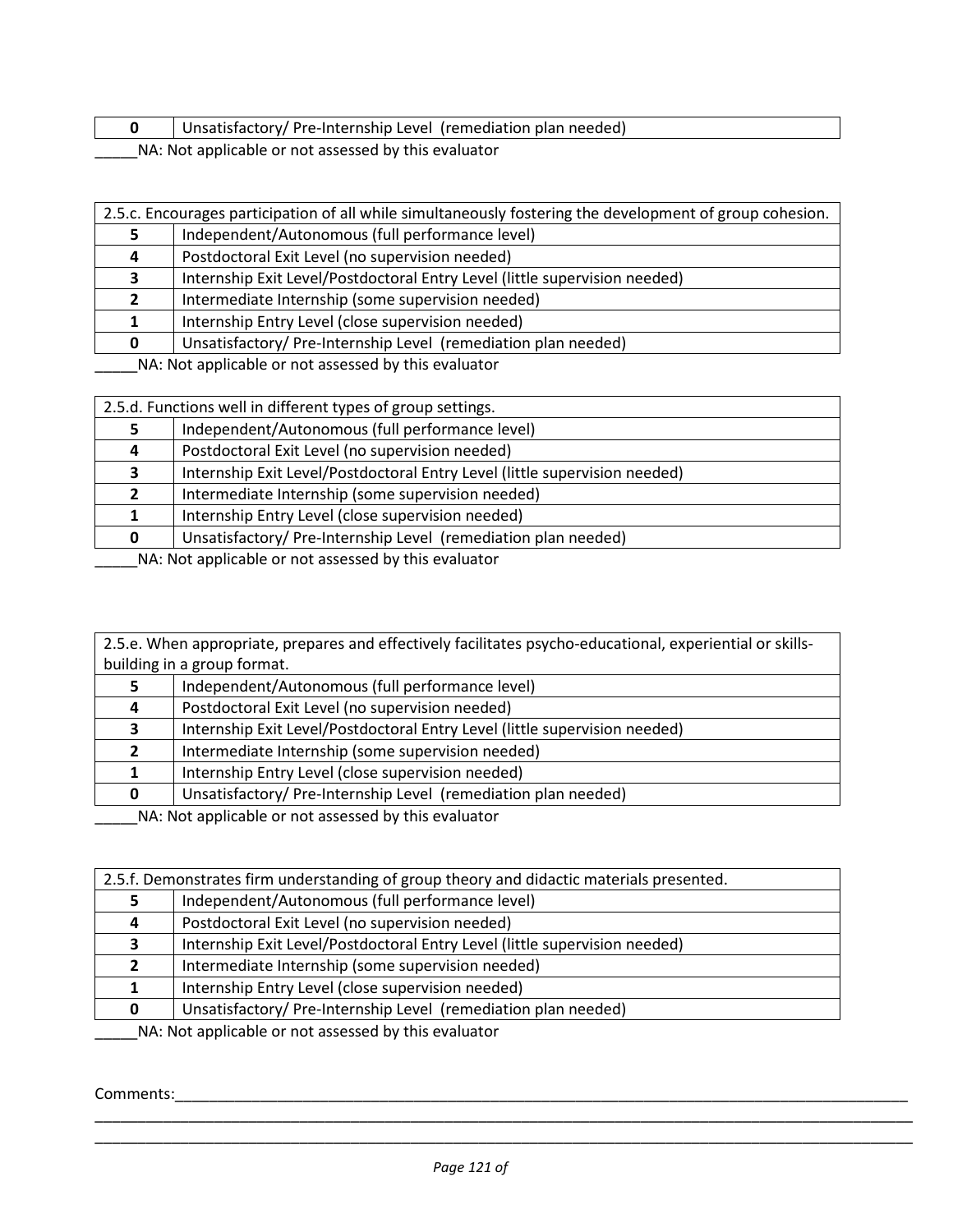| 0 | Unsatisfactory/ Pre-Internship Level (remediation plan needed) |
|---|---|

_____NA: Not applicable or not assessed by this evaluator

| 2.5.c. Encourages participation of all while simultaneously fostering the development of group cohesion. | |
|---|---|
| **5** | Independent/Autonomous (full performance level) |
| **4** | Postdoctoral Exit Level (no supervision needed) |
| **3** | Internship Exit Level/Postdoctoral Entry Level (little supervision needed) |
| **2** | Intermediate Internship (some supervision needed) |
| **1** | Internship Entry Level (close supervision needed) |
| **0** | Unsatisfactory/ Pre-Internship Level (remediation plan needed) |

_____NA: Not applicable or not assessed by this evaluator

| 2.5.d. Functions well in different types of group settings. | |
|---|---|
| **5** | Independent/Autonomous (full performance level) |
| **4** | Postdoctoral Exit Level (no supervision needed) |
| **3** | Internship Exit Level/Postdoctoral Entry Level (little supervision needed) |
| **2** | Intermediate Internship (some supervision needed) |
| **1** | Internship Entry Level (close supervision needed) |
| **0** | Unsatisfactory/ Pre-Internship Level (remediation plan needed) |

_____NA: Not applicable or not assessed by this evaluator

| 2.5.e. When appropriate, prepares and effectively facilitates psycho-educational, experiential or skills-building in a group format. | |
|---|---|
| **5** | Independent/Autonomous (full performance level) |
| **4** | Postdoctoral Exit Level (no supervision needed) |
| **3** | Internship Exit Level/Postdoctoral Entry Level (little supervision needed) |
| **2** | Intermediate Internship (some supervision needed) |
| **1** | Internship Entry Level (close supervision needed) |
| **0** | Unsatisfactory/ Pre-Internship Level (remediation plan needed) |

_____NA: Not applicable or not assessed by this evaluator

| 2.5.f. Demonstrates firm understanding of group theory and didactic materials presented. | |
|---|---|
| **5** | Independent/Autonomous (full performance level) |
| **4** | Postdoctoral Exit Level (no supervision needed) |
| **3** | Internship Exit Level/Postdoctoral Entry Level (little supervision needed) |
| **2** | Intermediate Internship (some supervision needed) |
| **1** | Internship Entry Level (close supervision needed) |
| **0** | Unsatisfactory/ Pre-Internship Level (remediation plan needed) |

_____NA: Not applicable or not assessed by this evaluator

Comments:_____________________________________________________________________________________
__________________________________________________________________________________________________
__________________________________________________________________________________________________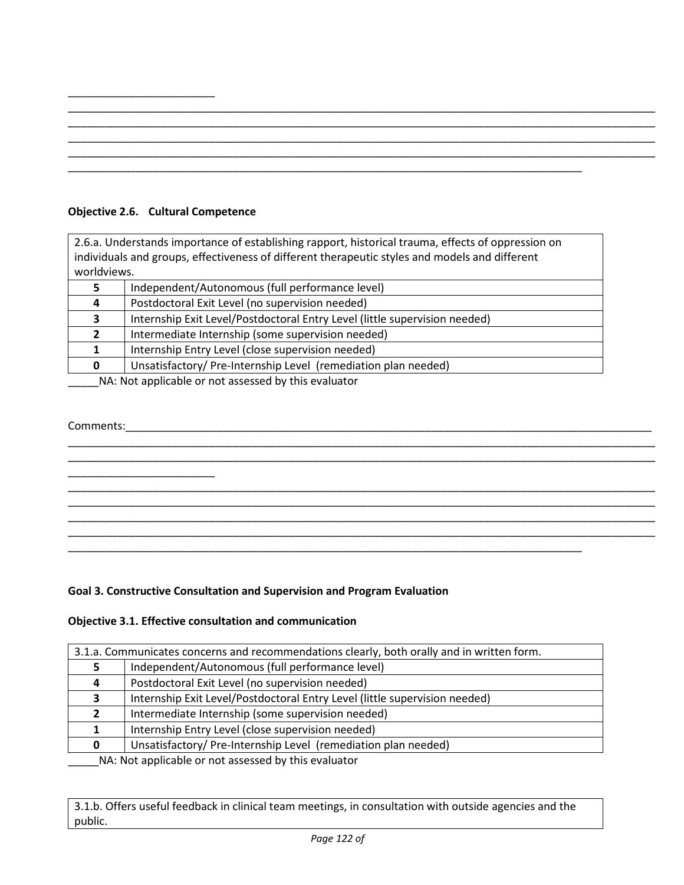________________________
_____________________________________________________________________________________________________
_____________________________________________________________________________________________________
_____________________________________________________________________________________________________
_____________________________________________________________________________________________________
_____________________________________________________________________________________

**Objective 2.6. Cultural Competence**

| 2.6.a. Understands importance of establishing rapport, historical trauma, effects of oppression on individuals and groups, effectiveness of different therapeutic styles and models and different worldviews. | |
|---|---|
| **5** | Independent/Autonomous (full performance level) |
| **4** | Postdoctoral Exit Level (no supervision needed) |
| **3** | Internship Exit Level/Postdoctoral Entry Level (little supervision needed) |
| **2** | Intermediate Internship (some supervision needed) |
| **1** | Internship Entry Level (close supervision needed) |
| **0** | Unsatisfactory/ Pre-Internship Level (remediation plan needed) |

_____NA: Not applicable or not assessed by this evaluator

Comments:_____________________________________________________________________________________
_____________________________________________________________________________________________________
_____________________________________________________________________________________________________
________________________
_____________________________________________________________________________________________________
_____________________________________________________________________________________________________
_____________________________________________________________________________________________________
_____________________________________________________________________________________________________
_____________________________________________________________________________________

**Goal 3. Constructive Consultation and Supervision and Program Evaluation**

**Objective 3.1. Effective consultation and communication**

| 3.1.a. Communicates concerns and recommendations clearly, both orally and in written form. | |
|---|---|
| **5** | Independent/Autonomous (full performance level) |
| **4** | Postdoctoral Exit Level (no supervision needed) |
| **3** | Internship Exit Level/Postdoctoral Entry Level (little supervision needed) |
| **2** | Intermediate Internship (some supervision needed) |
| **1** | Internship Entry Level (close supervision needed) |
| **0** | Unsatisfactory/ Pre-Internship Level (remediation plan needed) |

_____NA: Not applicable or not assessed by this evaluator

| 3.1.b. Offers useful feedback in clinical team meetings, in consultation with outside agencies and the public. |
|---|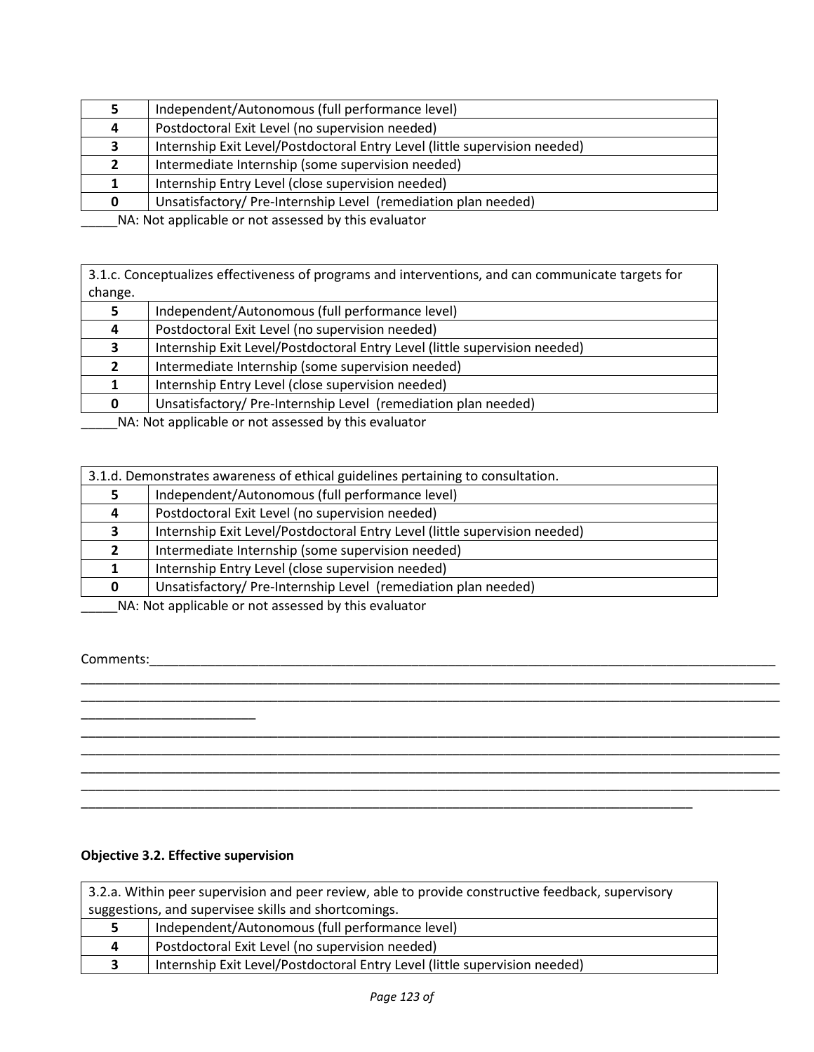| | |
|---|---|
| **5** | Independent/Autonomous (full performance level) |
| **4** | Postdoctoral Exit Level (no supervision needed) |
| **3** | Internship Exit Level/Postdoctoral Entry Level (little supervision needed) |
| **2** | Intermediate Internship (some supervision needed) |
| **1** | Internship Entry Level (close supervision needed) |
| **0** | Unsatisfactory/ Pre-Internship Level (remediation plan needed) |

_____NA: Not applicable or not assessed by this evaluator

| 3.1.c. Conceptualizes effectiveness of programs and interventions, and can communicate targets for change. | |
|---|---|
| **5** | Independent/Autonomous (full performance level) |
| **4** | Postdoctoral Exit Level (no supervision needed) |
| **3** | Internship Exit Level/Postdoctoral Entry Level (little supervision needed) |
| **2** | Intermediate Internship (some supervision needed) |
| **1** | Internship Entry Level (close supervision needed) |
| **0** | Unsatisfactory/ Pre-Internship Level (remediation plan needed) |

_____NA: Not applicable or not assessed by this evaluator

| 3.1.d. Demonstrates awareness of ethical guidelines pertaining to consultation. | |
|---|---|
| **5** | Independent/Autonomous (full performance level) |
| **4** | Postdoctoral Exit Level (no supervision needed) |
| **3** | Internship Exit Level/Postdoctoral Entry Level (little supervision needed) |
| **2** | Intermediate Internship (some supervision needed) |
| **1** | Internship Entry Level (close supervision needed) |
| **0** | Unsatisfactory/ Pre-Internship Level (remediation plan needed) |

_____NA: Not applicable or not assessed by this evaluator

Comments:_______________________________________________________________________________________
_____________________________________________________________________________________________________
_____________________________________________________________________________________________________
________________________
_____________________________________________________________________________________________________
_____________________________________________________________________________________________________
_____________________________________________________________________________________________________
_____________________________________________________________________________________________________
_______________________________________________________________________________________

**Objective 3.2. Effective supervision**

| 3.2.a. Within peer supervision and peer review, able to provide constructive feedback, supervisory suggestions, and supervisee skills and shortcomings. | |
|---|---|
| **5** | Independent/Autonomous (full performance level) |
| **4** | Postdoctoral Exit Level (no supervision needed) |
| **3** | Internship Exit Level/Postdoctoral Entry Level (little supervision needed) |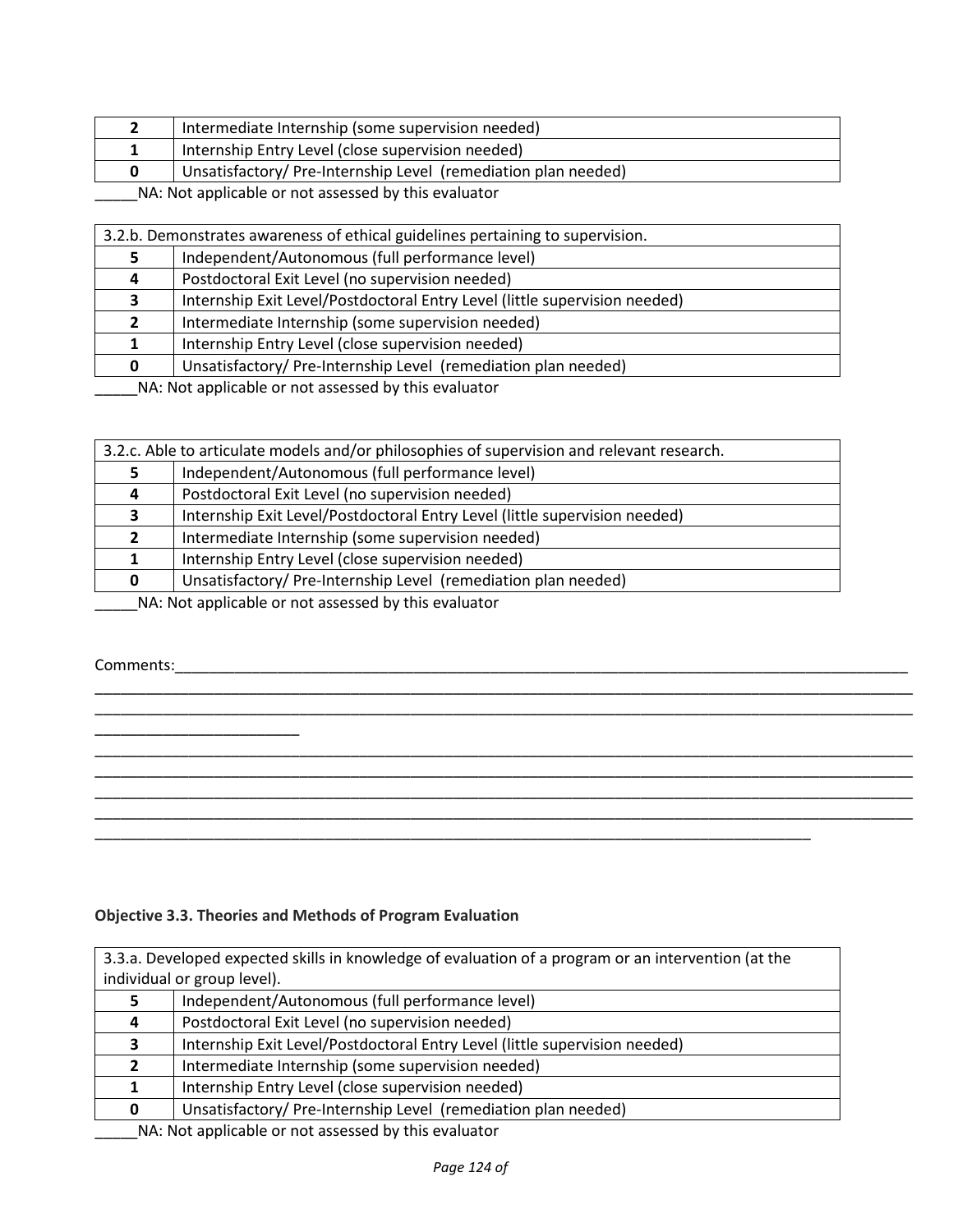| | |
|---|---|
| **2** | Intermediate Internship (some supervision needed) |
| **1** | Internship Entry Level (close supervision needed) |
| **0** | Unsatisfactory/ Pre-Internship Level (remediation plan needed) |

_____NA: Not applicable or not assessed by this evaluator

| 3.2.b. Demonstrates awareness of ethical guidelines pertaining to supervision. | |
|---|---|
| **5** | Independent/Autonomous (full performance level) |
| **4** | Postdoctoral Exit Level (no supervision needed) |
| **3** | Internship Exit Level/Postdoctoral Entry Level (little supervision needed) |
| **2** | Intermediate Internship (some supervision needed) |
| **1** | Internship Entry Level (close supervision needed) |
| **0** | Unsatisfactory/ Pre-Internship Level (remediation plan needed) |

_____NA: Not applicable or not assessed by this evaluator

| 3.2.c. Able to articulate models and/or philosophies of supervision and relevant research. | |
|---|---|
| **5** | Independent/Autonomous (full performance level) |
| **4** | Postdoctoral Exit Level (no supervision needed) |
| **3** | Internship Exit Level/Postdoctoral Entry Level (little supervision needed) |
| **2** | Intermediate Internship (some supervision needed) |
| **1** | Internship Entry Level (close supervision needed) |
| **0** | Unsatisfactory/ Pre-Internship Level (remediation plan needed) |

_____NA: Not applicable or not assessed by this evaluator

Comments:_____________________________________________________________________________________
_____________________________________________________________________________________________
_____________________________________________________________________________________________
_________________________
_____________________________________________________________________________________________
_____________________________________________________________________________________________
_____________________________________________________________________________________________
_____________________________________________________________________________________________
_____________________________________________________________________________

**Objective 3.3. Theories and Methods of Program Evaluation**

| 3.3.a. Developed expected skills in knowledge of evaluation of a program or an intervention (at the individual or group level). | |
|---|---|
| **5** | Independent/Autonomous (full performance level) |
| **4** | Postdoctoral Exit Level (no supervision needed) |
| **3** | Internship Exit Level/Postdoctoral Entry Level (little supervision needed) |
| **2** | Intermediate Internship (some supervision needed) |
| **1** | Internship Entry Level (close supervision needed) |
| **0** | Unsatisfactory/ Pre-Internship Level (remediation plan needed) |

_____NA: Not applicable or not assessed by this evaluator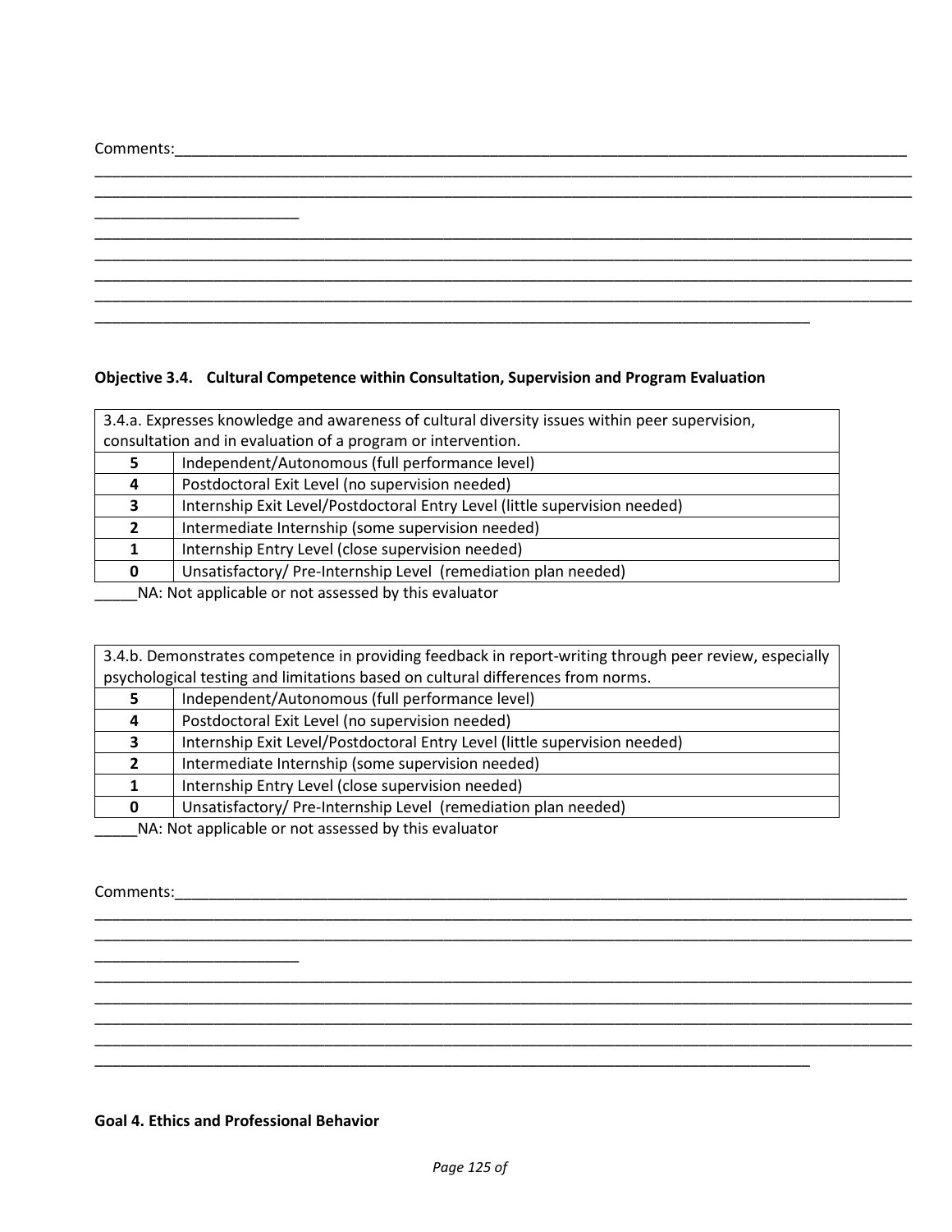Comments:\_\_\_\_\_\_\_\_\_\_\_\_\_\_\_\_\_\_\_\_\_\_\_\_\_\_\_\_\_\_\_\_\_\_\_\_\_\_\_\_\_\_\_\_\_\_\_\_\_\_\_\_\_\_\_\_\_\_\_\_\_\_\_\_\_\_\_\_\_\_\_\_\_\_\_\_\_\_\_\_\_\_\_\_\_\_

**Objective 3.4. Cultural Competence within Consultation, Supervision and Program Evaluation**

| 3.4.a. Expresses knowledge and awareness of cultural diversity issues within peer supervision, consultation and in evaluation of a program or intervention. | |
|---|---|
| 5 | Independent/Autonomous (full performance level) |
| 4 | Postdoctoral Exit Level (no supervision needed) |
| 3 | Internship Exit Level/Postdoctoral Entry Level (little supervision needed) |
| 2 | Intermediate Internship (some supervision needed) |
| 1 | Internship Entry Level (close supervision needed) |
| 0 | Unsatisfactory/ Pre-Internship Level (remediation plan needed) |

\_\_\_\_\_NA: Not applicable or not assessed by this evaluator

| 3.4.b. Demonstrates competence in providing feedback in report-writing through peer review, especially psychological testing and limitations based on cultural differences from norms. | |
|---|---|
| 5 | Independent/Autonomous (full performance level) |
| 4 | Postdoctoral Exit Level (no supervision needed) |
| 3 | Internship Exit Level/Postdoctoral Entry Level (little supervision needed) |
| 2 | Intermediate Internship (some supervision needed) |
| 1 | Internship Entry Level (close supervision needed) |
| 0 | Unsatisfactory/ Pre-Internship Level (remediation plan needed) |

\_\_\_\_\_NA: Not applicable or not assessed by this evaluator

Comments:\_\_\_\_\_\_\_\_\_\_\_\_\_\_\_\_\_\_\_\_\_\_\_\_\_\_\_\_\_\_\_\_\_\_\_\_\_\_\_\_\_\_\_\_\_\_\_\_\_\_\_\_\_\_\_\_\_\_\_\_\_\_\_\_\_\_\_\_\_\_\_\_\_\_\_\_\_\_\_\_\_\_\_\_\_\_

**Goal 4. Ethics and Professional Behavior**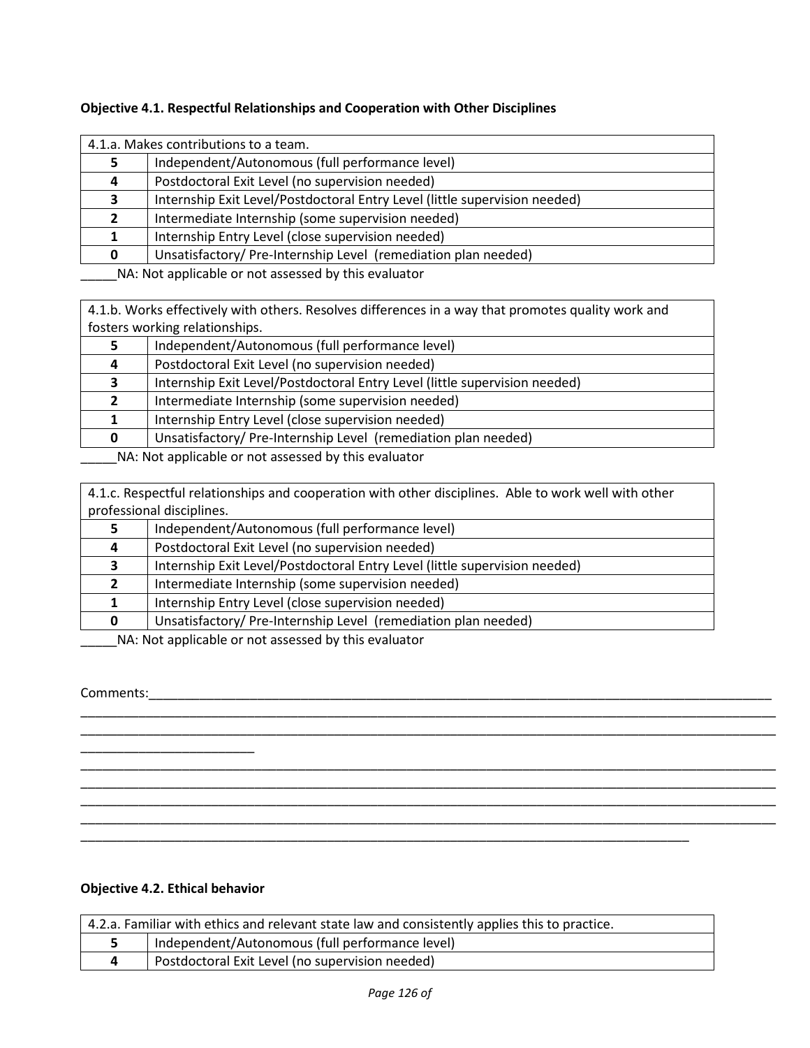**Objective 4.1. Respectful Relationships and Cooperation with Other Disciplines**

| 4.1.a. Makes contributions to a team. | |
|---|---|
| **5** | Independent/Autonomous (full performance level) |
| **4** | Postdoctoral Exit Level (no supervision needed) |
| **3** | Internship Exit Level/Postdoctoral Entry Level (little supervision needed) |
| **2** | Intermediate Internship (some supervision needed) |
| **1** | Internship Entry Level (close supervision needed) |
| **0** | Unsatisfactory/ Pre-Internship Level (remediation plan needed) |

_____NA: Not applicable or not assessed by this evaluator

| 4.1.b. Works effectively with others. Resolves differences in a way that promotes quality work and fosters working relationships. | |
|---|---|
| **5** | Independent/Autonomous (full performance level) |
| **4** | Postdoctoral Exit Level (no supervision needed) |
| **3** | Internship Exit Level/Postdoctoral Entry Level (little supervision needed) |
| **2** | Intermediate Internship (some supervision needed) |
| **1** | Internship Entry Level (close supervision needed) |
| **0** | Unsatisfactory/ Pre-Internship Level (remediation plan needed) |

_____NA: Not applicable or not assessed by this evaluator

| 4.1.c. Respectful relationships and cooperation with other disciplines. Able to work well with other professional disciplines. | |
|---|---|
| **5** | Independent/Autonomous (full performance level) |
| **4** | Postdoctoral Exit Level (no supervision needed) |
| **3** | Internship Exit Level/Postdoctoral Entry Level (little supervision needed) |
| **2** | Intermediate Internship (some supervision needed) |
| **1** | Internship Entry Level (close supervision needed) |
| **0** | Unsatisfactory/ Pre-Internship Level (remediation plan needed) |

_____NA: Not applicable or not assessed by this evaluator

Comments:_____________________________________________________________________________________________
______________________________________________________________________________________________________
______________________________________________________________________________________________________
________________________
______________________________________________________________________________________________________
______________________________________________________________________________________________________
______________________________________________________________________________________________________
______________________________________________________________________________________________________
_____________________________________________________________________________________

**Objective 4.2. Ethical behavior**

| 4.2.a. Familiar with ethics and relevant state law and consistently applies this to practice. | |
|---|---|
| **5** | Independent/Autonomous (full performance level) |
| **4** | Postdoctoral Exit Level (no supervision needed) |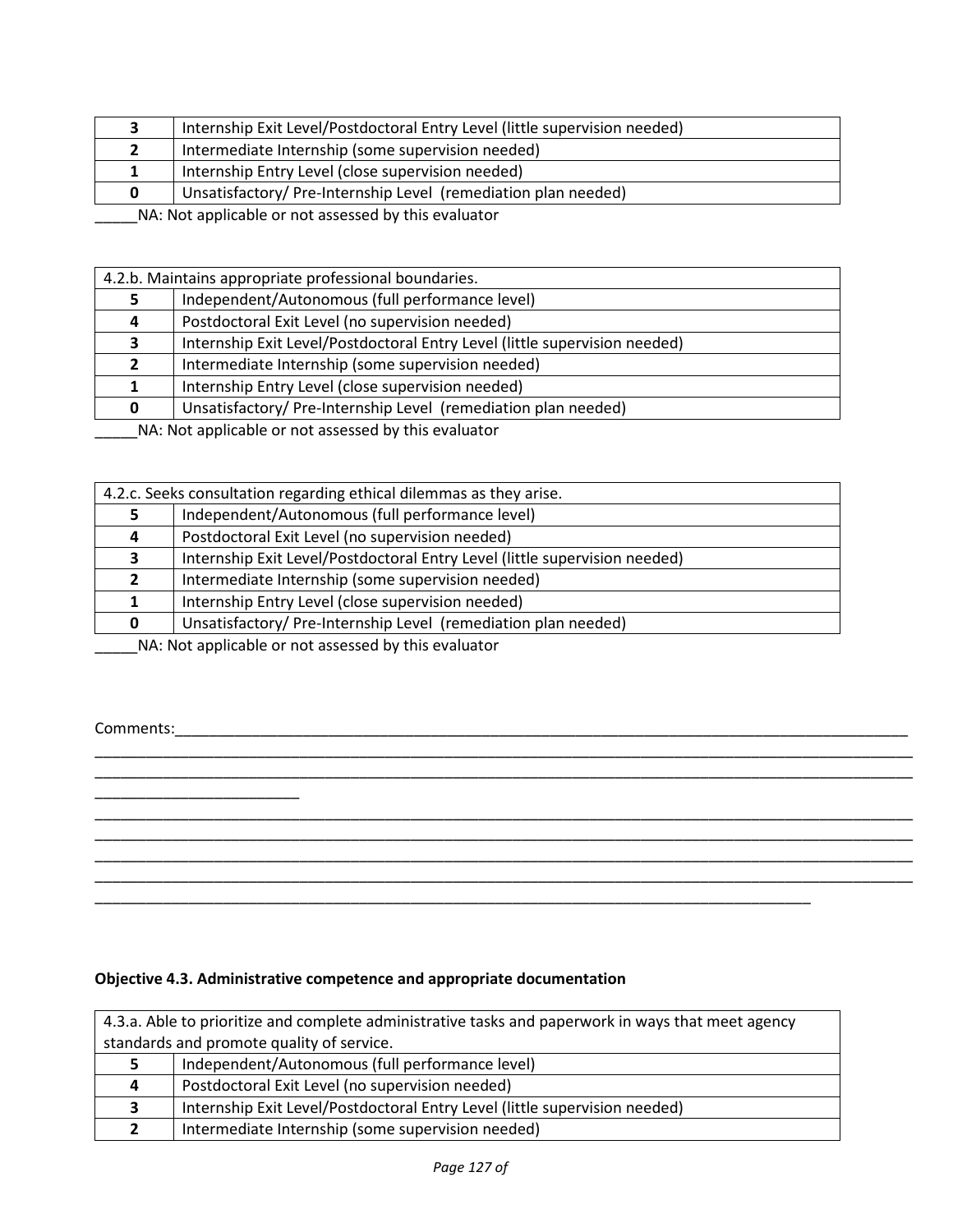| 3 | Internship Exit Level/Postdoctoral Entry Level (little supervision needed) |
|---|---|
| 2 | Intermediate Internship (some supervision needed) |
| 1 | Internship Entry Level (close supervision needed) |
| 0 | Unsatisfactory/ Pre-Internship Level (remediation plan needed) |

_____NA: Not applicable or not assessed by this evaluator

| 4.2.b. Maintains appropriate professional boundaries. | |
|---|---|
| 5 | Independent/Autonomous (full performance level) |
| 4 | Postdoctoral Exit Level (no supervision needed) |
| 3 | Internship Exit Level/Postdoctoral Entry Level (little supervision needed) |
| 2 | Intermediate Internship (some supervision needed) |
| 1 | Internship Entry Level (close supervision needed) |
| 0 | Unsatisfactory/ Pre-Internship Level (remediation plan needed) |

_____NA: Not applicable or not assessed by this evaluator

| 4.2.c. Seeks consultation regarding ethical dilemmas as they arise. | |
|---|---|
| 5 | Independent/Autonomous (full performance level) |
| 4 | Postdoctoral Exit Level (no supervision needed) |
| 3 | Internship Exit Level/Postdoctoral Entry Level (little supervision needed) |
| 2 | Intermediate Internship (some supervision needed) |
| 1 | Internship Entry Level (close supervision needed) |
| 0 | Unsatisfactory/ Pre-Internship Level (remediation plan needed) |

_____NA: Not applicable or not assessed by this evaluator

Comments:_____________________________________________________________________________________
______________________________________________________________________________________________
______________________________________________________________________________________________
________________________
______________________________________________________________________________________________
______________________________________________________________________________________________
______________________________________________________________________________________________
______________________________________________________________________________________________
_________________________________________________________________________________

**Objective 4.3. Administrative competence and appropriate documentation**

| 4.3.a. Able to prioritize and complete administrative tasks and paperwork in ways that meet agency standards and promote quality of service. | |
|---|---|
| 5 | Independent/Autonomous (full performance level) |
| 4 | Postdoctoral Exit Level (no supervision needed) |
| 3 | Internship Exit Level/Postdoctoral Entry Level (little supervision needed) |
| 2 | Intermediate Internship (some supervision needed) |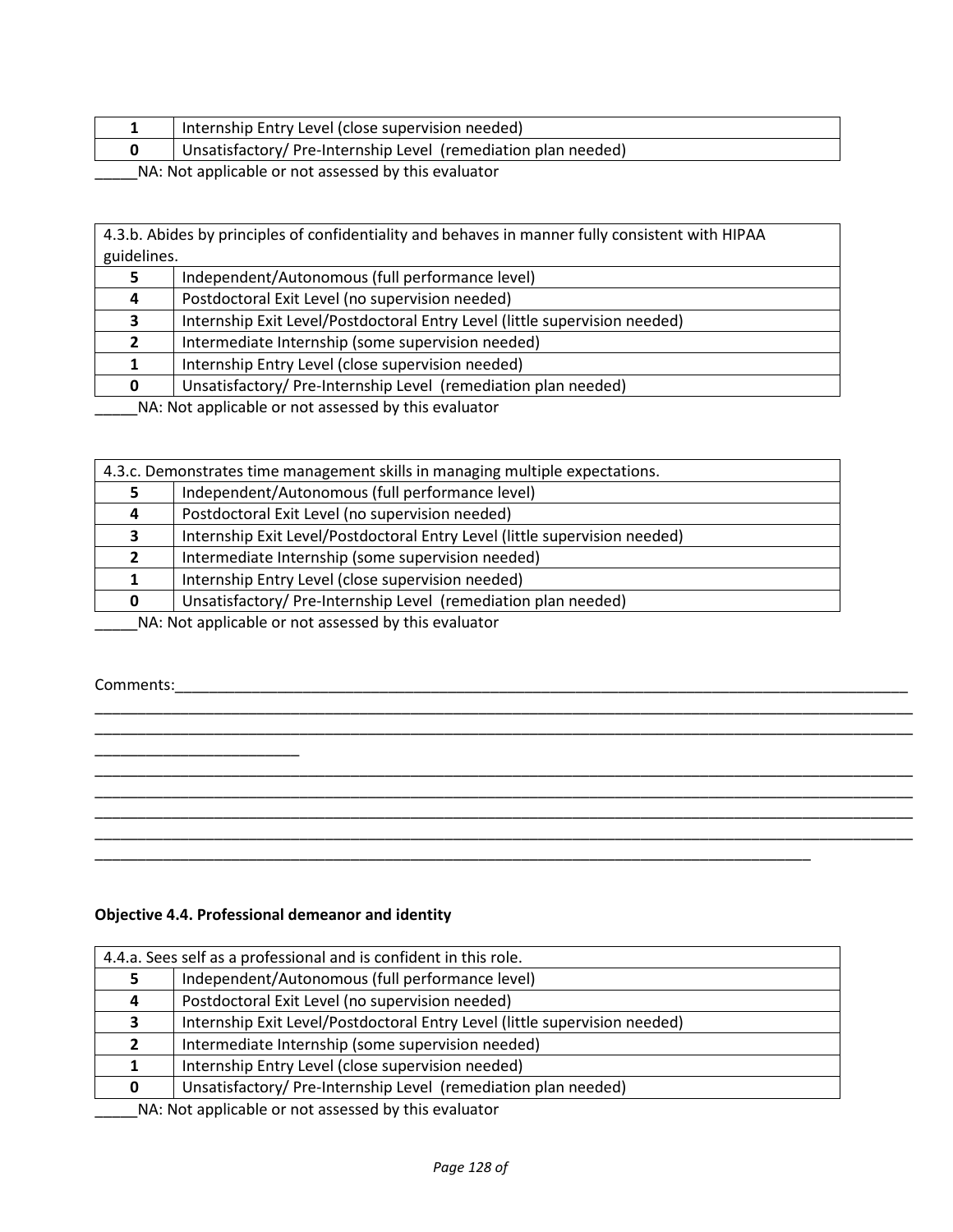| | |
|---|---|
| **1** | Internship Entry Level (close supervision needed) |
| **0** | Unsatisfactory/ Pre-Internship Level (remediation plan needed) |

_____NA: Not applicable or not assessed by this evaluator

| 4.3.b. Abides by principles of confidentiality and behaves in manner fully consistent with HIPAA guidelines. | |
|---|---|
| **5** | Independent/Autonomous (full performance level) |
| **4** | Postdoctoral Exit Level (no supervision needed) |
| **3** | Internship Exit Level/Postdoctoral Entry Level (little supervision needed) |
| **2** | Intermediate Internship (some supervision needed) |
| **1** | Internship Entry Level (close supervision needed) |
| **0** | Unsatisfactory/ Pre-Internship Level (remediation plan needed) |

_____NA: Not applicable or not assessed by this evaluator

| 4.3.c. Demonstrates time management skills in managing multiple expectations. | |
|---|---|
| **5** | Independent/Autonomous (full performance level) |
| **4** | Postdoctoral Exit Level (no supervision needed) |
| **3** | Internship Exit Level/Postdoctoral Entry Level (little supervision needed) |
| **2** | Intermediate Internship (some supervision needed) |
| **1** | Internship Entry Level (close supervision needed) |
| **0** | Unsatisfactory/ Pre-Internship Level (remediation plan needed) |

_____NA: Not applicable or not assessed by this evaluator

Comments:_____________________________________________________________________________________
_____________________________________________________________________________________________
_____________________________________________________________________________________________
_________________________
_____________________________________________________________________________________________
_____________________________________________________________________________________________
_____________________________________________________________________________________________
_____________________________________________________________________________________________
_____________________________________________________________________________________

**Objective 4.4. Professional demeanor and identity**

| 4.4.a. Sees self as a professional and is confident in this role. | |
|---|---|
| **5** | Independent/Autonomous (full performance level) |
| **4** | Postdoctoral Exit Level (no supervision needed) |
| **3** | Internship Exit Level/Postdoctoral Entry Level (little supervision needed) |
| **2** | Intermediate Internship (some supervision needed) |
| **1** | Internship Entry Level (close supervision needed) |
| **0** | Unsatisfactory/ Pre-Internship Level (remediation plan needed) |

_____NA: Not applicable or not assessed by this evaluator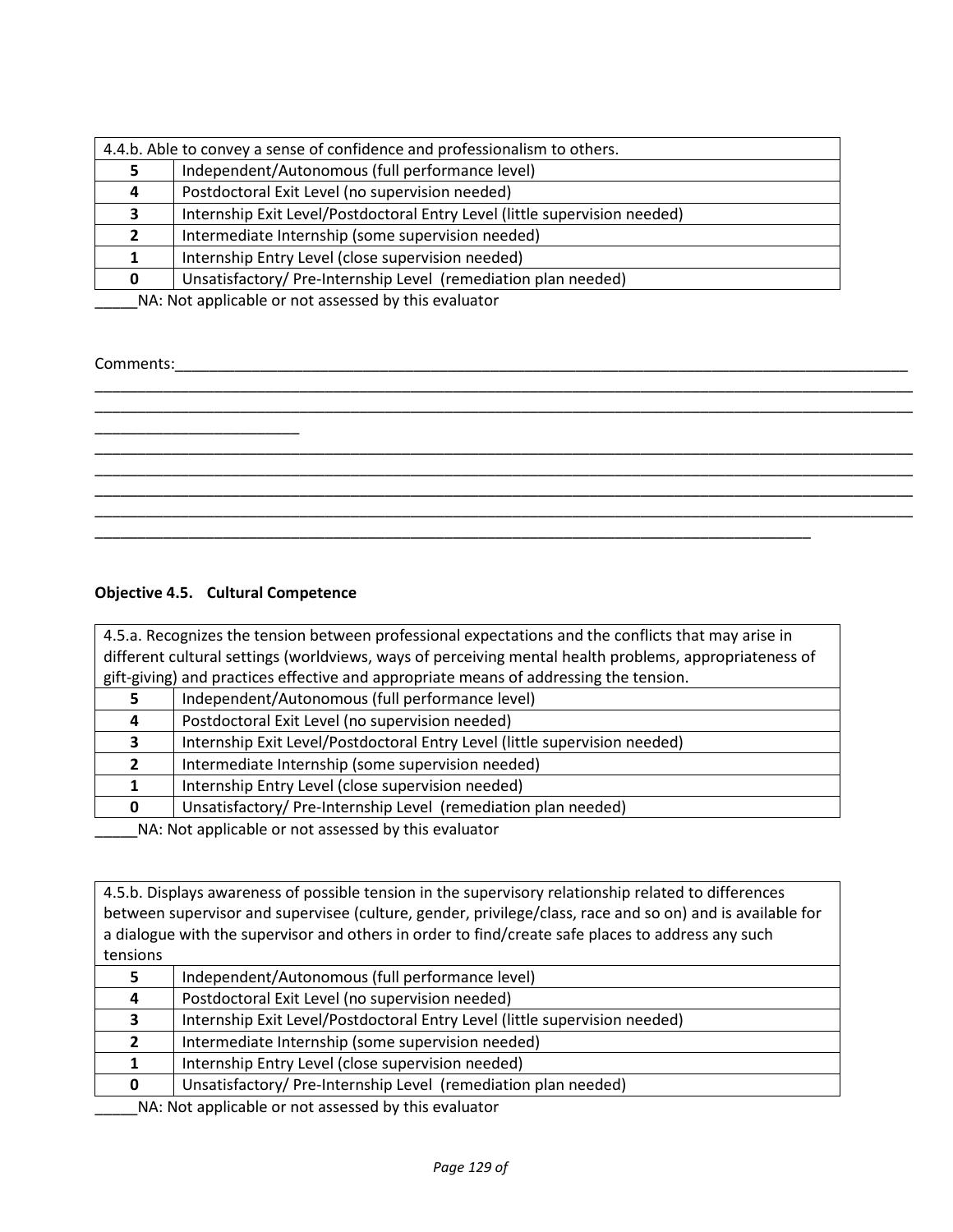| 4.4.b. Able to convey a sense of confidence and professionalism to others. | |
|---|---|
| **5** | Independent/Autonomous (full performance level) |
| **4** | Postdoctoral Exit Level (no supervision needed) |
| **3** | Internship Exit Level/Postdoctoral Entry Level (little supervision needed) |
| **2** | Intermediate Internship (some supervision needed) |
| **1** | Internship Entry Level (close supervision needed) |
| **0** | Unsatisfactory/ Pre-Internship Level (remediation plan needed) |

_____NA: Not applicable or not assessed by this evaluator

Comments:___________________________________________________________________________________________
_____________________________________________________________________________________________________
_____________________________________________________________________________________________________
_________________________
_____________________________________________________________________________________________________
_____________________________________________________________________________________________________
_____________________________________________________________________________________________________
_____________________________________________________________________________________________________
_________________________________________________________________________________________

**Objective 4.5. Cultural Competence**

| 4.5.a. Recognizes the tension between professional expectations and the conflicts that may arise in different cultural settings (worldviews, ways of perceiving mental health problems, appropriateness of gift-giving) and practices effective and appropriate means of addressing the tension. | |
|---|---|
| **5** | Independent/Autonomous (full performance level) |
| **4** | Postdoctoral Exit Level (no supervision needed) |
| **3** | Internship Exit Level/Postdoctoral Entry Level (little supervision needed) |
| **2** | Intermediate Internship (some supervision needed) |
| **1** | Internship Entry Level (close supervision needed) |
| **0** | Unsatisfactory/ Pre-Internship Level (remediation plan needed) |

_____NA: Not applicable or not assessed by this evaluator

| 4.5.b. Displays awareness of possible tension in the supervisory relationship related to differences between supervisor and supervisee (culture, gender, privilege/class, race and so on) and is available for a dialogue with the supervisor and others in order to find/create safe places to address any such tensions | |
|---|---|
| **5** | Independent/Autonomous (full performance level) |
| **4** | Postdoctoral Exit Level (no supervision needed) |
| **3** | Internship Exit Level/Postdoctoral Entry Level (little supervision needed) |
| **2** | Intermediate Internship (some supervision needed) |
| **1** | Internship Entry Level (close supervision needed) |
| **0** | Unsatisfactory/ Pre-Internship Level (remediation plan needed) |

_____NA: Not applicable or not assessed by this evaluator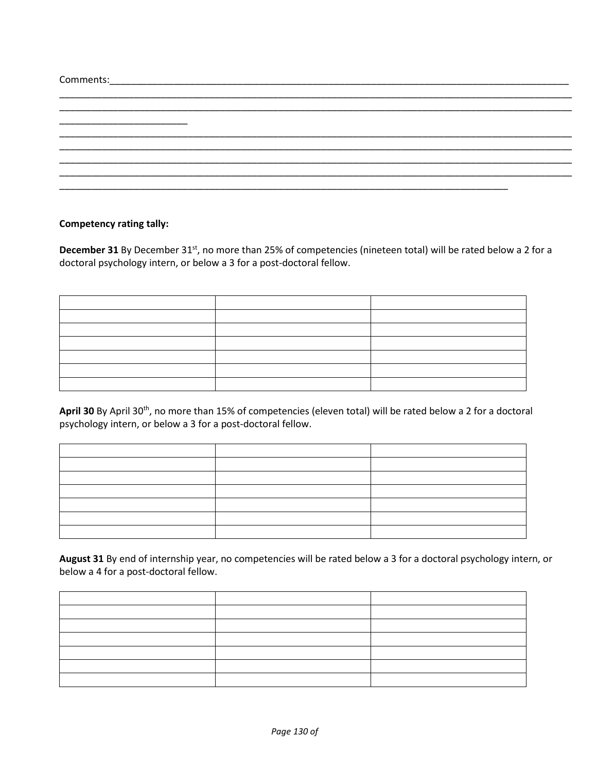Comments:___________________________________________________________________________________________
_____________________________________________________________________________________________________
_____________________________________________________________________________________________________
________________________
_____________________________________________________________________________________________________
_____________________________________________________________________________________________________
_____________________________________________________________________________________________________
_____________________________________________________________________________________________________
_______________________________________________________________________________________

**Competency rating tally:**

**December 31** By December 31st, no more than 25% of competencies (nineteen total) will be rated below a 2 for a doctoral psychology intern, or below a 3 for a post-doctoral fellow.

| | | |
|---|---|---|
| | | |
| | | |
| | | |
| | | |
| | | |
| | | |

**April 30** By April 30th, no more than 15% of competencies (eleven total) will be rated below a 2 for a doctoral psychology intern, or below a 3 for a post-doctoral fellow.

| | | |
|---|---|---|
| | | |
| | | |
| | | |
| | | |
| | | |
| | | |

**August 31** By end of internship year, no competencies will be rated below a 3 for a doctoral psychology intern, or below a 4 for a post-doctoral fellow.

| | | |
|---|---|---|
| | | |
| | | |
| | | |
| | | |
| | | |
| | | |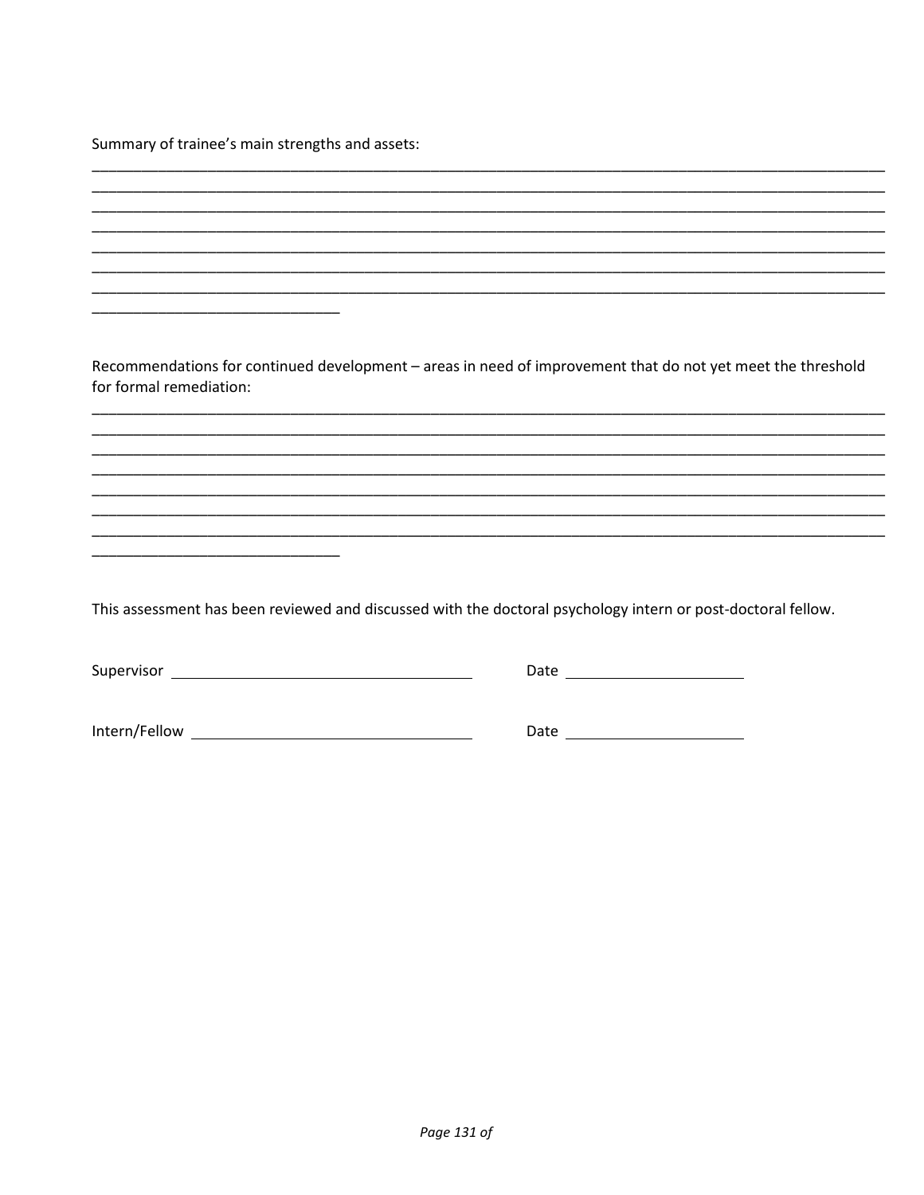Summary of trainee's main strengths and assets:

____________________________________________________________________________________________
____________________________________________________________________________________________
____________________________________________________________________________________________
____________________________________________________________________________________________
____________________________________________________________________________________________
____________________________________________________________________________________________
____________________________________________________________________________________________
____________________________

Recommendations for continued development – areas in need of improvement that do not yet meet the threshold for formal remediation:

____________________________________________________________________________________________
____________________________________________________________________________________________
____________________________________________________________________________________________
____________________________________________________________________________________________
____________________________________________________________________________________________
____________________________________________________________________________________________
____________________________________________________________________________________________
____________________________

This assessment has been reviewed and discussed with the doctoral psychology intern or post-doctoral fellow.

Supervisor ________________________________ Date ____________________

Intern/Fellow ______________________________ Date ____________________